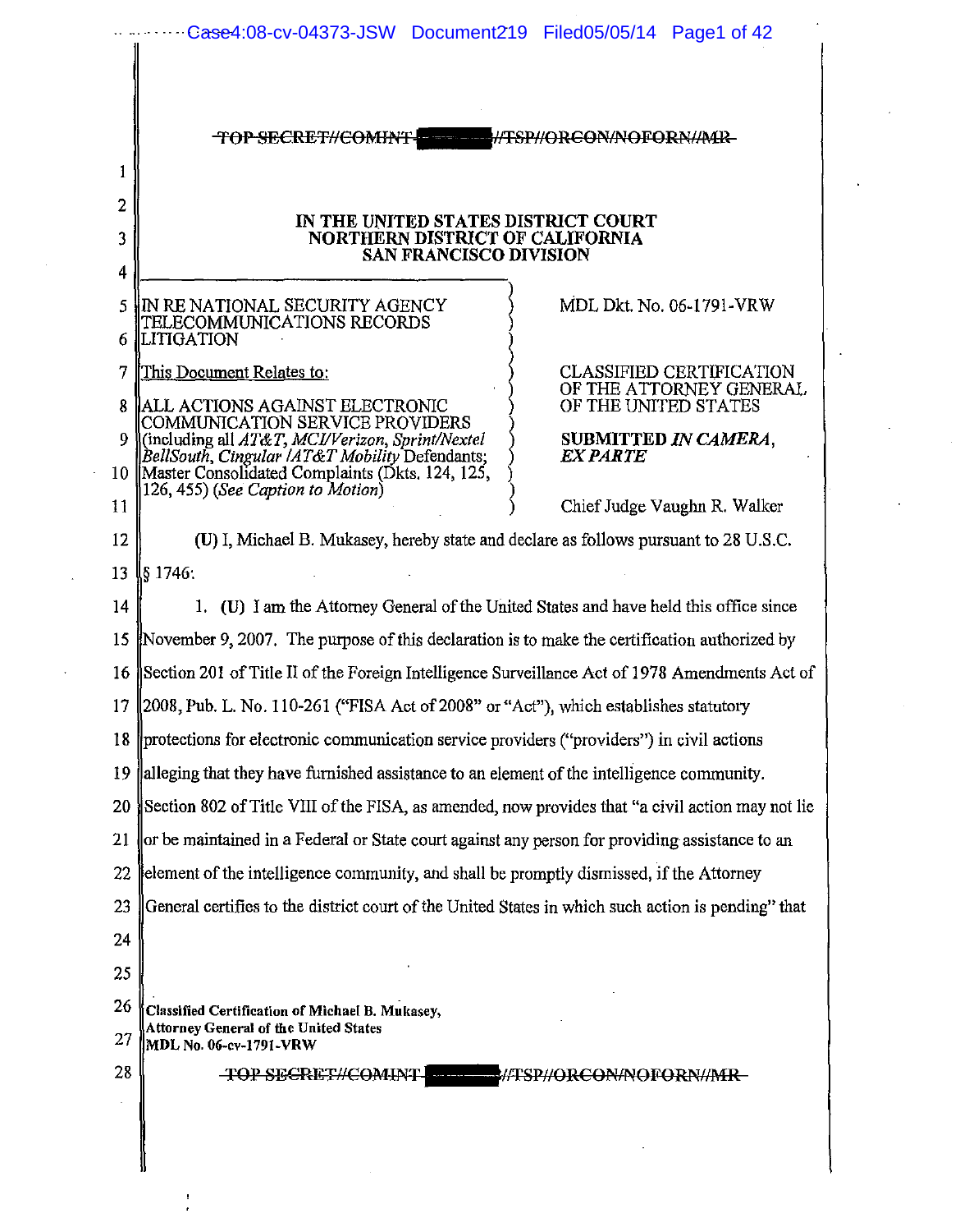~~TOP SECRET//COMINT-█████//TSP//ORCON/NOFORN//MR~~

**IN THE UNITED STATES DISTRICT COURT**
**NORTHERN DISTRICT OF CALIFORNIA**
**SAN FRANCISCO DIVISION**

| | |
|---|---|
| IN RE NATIONAL SECURITY AGENCY TELECOMMUNICATIONS RECORDS LITIGATION | MDL Dkt. No. 06-1791-VRW |
| This Document Relates to: ALL ACTIONS AGAINST ELECTRONIC COMMUNICATION SERVICE PROVIDERS (including all *AT&T, MCI/Verizon, Sprint/Nextel BellSouth, Cingular /AT&T Mobility* Defendants; Master Consolidated Complaints (Dkts. 124, 125, 126, 455) (*See Caption to Motion*) | CLASSIFIED CERTIFICATION OF THE ATTORNEY GENERAL OF THE UNITED STATES<br><br>**SUBMITTED *IN CAMERA, EX PARTE***<br><br>Chief Judge Vaughn R. Walker |

**(U)** I, Michael B. Mukasey, hereby state and declare as follows pursuant to 28 U.S.C. § 1746:

1. **(U)** I am the Attorney General of the United States and have held this office since November 9, 2007. The purpose of this declaration is to make the certification authorized by Section 201 of Title II of the Foreign Intelligence Surveillance Act of 1978 Amendments Act of 2008, Pub. L. No. 110-261 ("FISA Act of 2008" or "Act"), which establishes statutory protections for electronic communication service providers ("providers") in civil actions alleging that they have furnished assistance to an element of the intelligence community. Section 802 of Title VIII of the FISA, as amended, now provides that "a civil action may not lie or be maintained in a Federal or State court against any person for providing assistance to an element of the intelligence community, and shall be promptly dismissed, if the Attorney General certifies to the district court of the United States in which such action is pending" that

**Classified Certification of Michael B. Mukasey,**
**Attorney General of the United States**
**MDL No. 06-cv-1791-VRW**

~~TOP SECRET//COMINT-█████//TSP//ORCON/NOFORN//MR~~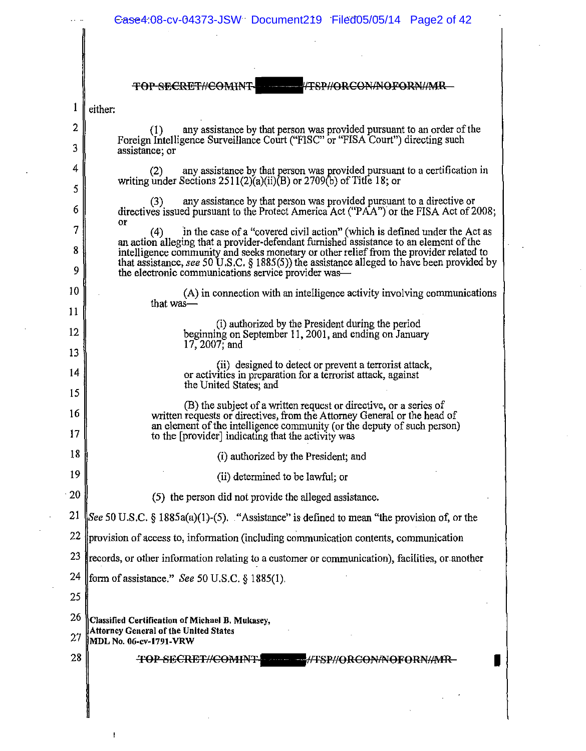either:

> (1) any assistance by that person was provided pursuant to an order of the Foreign Intelligence Surveillance Court ("FISC" or "FISA Court") directing such assistance; or
>
> (2) any assistance by that person was provided pursuant to a certification in writing under Sections 2511(2)(a)(ii)(B) or 2709(b) of Title 18; or
>
> (3) any assistance by that person was provided pursuant to a directive or directives issued pursuant to the Protect America Act ("PAA") or the FISA Act of 2008; or
>
> (4) in the case of a "covered civil action" (which is defined under the Act as an action alleging that a provider-defendant furnished assistance to an element of the intelligence community and seeks monetary or other relief from the provider related to that assistance, *see* 50 U.S.C. § 1885(5)) the assistance alleged to have been provided by the electronic communications service provider was—
>
> > (A) in connection with an intelligence activity involving communications that was—
> >
> > > (i) authorized by the President during the period beginning on September 11, 2001, and ending on January 17, 2007; and
> > >
> > > (ii) designed to detect or prevent a terrorist attack, or activities in preparation for a terrorist attack, against the United States; and
> >
> > (B) the subject of a written request or directive, or a series of written requests or directives, from the Attorney General or the head of an element of the intelligence community (or the deputy of such person) to the [provider] indicating that the activity was
> >
> > > (i) authorized by the President; and
> > >
> > > (ii) determined to be lawful; or
>
> (5) the person did not provide the alleged assistance.

*See* 50 U.S.C. § 1885a(a)(1)-(5). "Assistance" is defined to mean "the provision of, or the provision of access to, information (including communication contents, communication records, or other information relating to a customer or communication), facilities, or another form of assistance." *See* 50 U.S.C. § 1885(1).

**Classified Certification of Michael B. Mukasey,**
**Attorney General of the United States**
**MDL No. 06-cv-1791-VRW**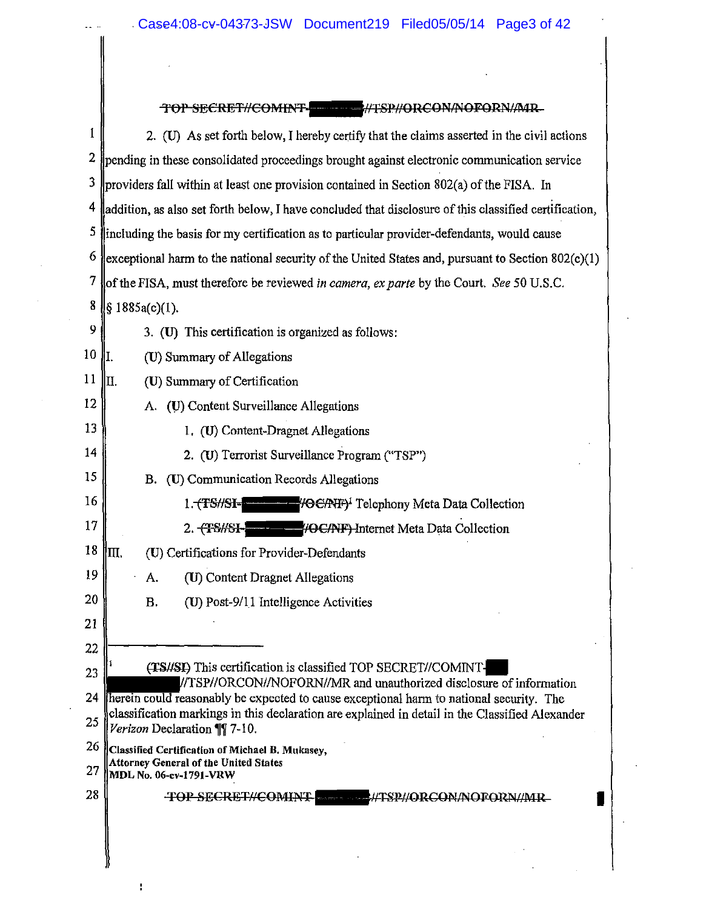2. (U) As set forth below, I hereby certify that the claims asserted in the civil actions pending in these consolidated proceedings brought against electronic communication service providers fall within at least one provision contained in Section 802(a) of the FISA. In addition, as also set forth below, I have concluded that disclosure of this classified certification, including the basis for my certification as to particular provider-defendants, would cause exceptional harm to the national security of the United States and, pursuant to Section 802(c)(1) of the FISA, must therefore be reviewed *in camera, ex parte* by the Court. *See* 50 U.S.C. § 1885a(c)(1).

3. (U) This certification is organized as follows:

I. (U) Summary of Allegations

II. (U) Summary of Certification

   A. (U) Content Surveillance Allegations

      1. (U) Content-Dragnet Allegations

      2. (U) Terrorist Surveillance Program ("TSP")

   B. (U) Communication Records Allegations

      1. ~~(TS//SI-[REDACTED]//OC/NF)~~[1] Telephony Meta Data Collection

      2. ~~(TS//SI-[REDACTED]//OC/NF)~~ Internet Meta Data Collection

III. (U) Certifications for Provider-Defendants

   A. (U) Content Dragnet Allegations

   B. (U) Post-9/11 Intelligence Activities

---

[1] ~~(TS//SI)~~ This certification is classified TOP SECRET//COMINT-[REDACTED]//TSP//ORCON//NOFORN//MR and unauthorized disclosure of information herein could reasonably be expected to cause exceptional harm to national security. The classification markings in this declaration are explained in detail in the Classified Alexander *Verizon* Declaration ¶¶ 7-10.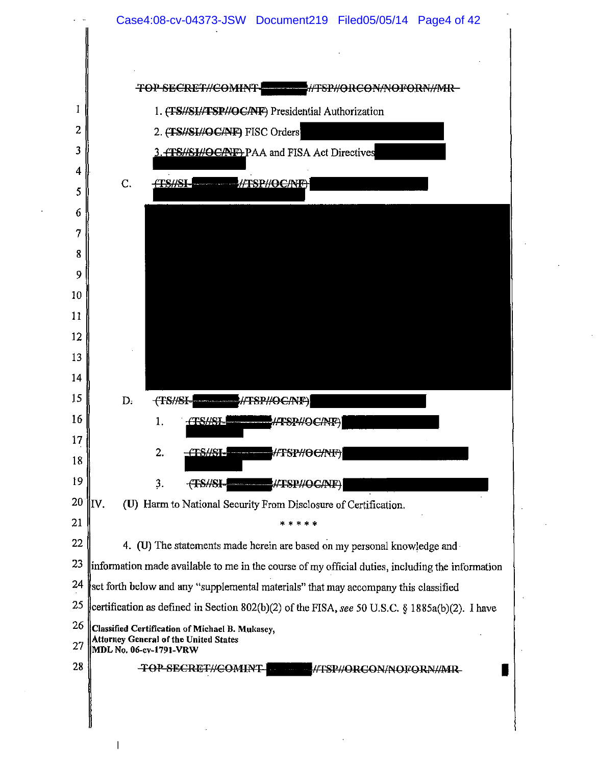~~TOP SECRET//COMINT-~~ ██████ ~~//TSP//ORCON/NOFORN//MR~~

1. ~~(TS//SI//TSP//OC/NF)~~ Presidential Authorization

2. ~~(TS//SI//OC/NF)~~ FISC Orders ██████

3. ~~(TS//SI//OC/NF)~~ PAA and FISA Act Directives ██████

C. ~~(TS//SI-~~ ██████ ~~//TSP//OC/NF)~~ ██████

██████

D. ~~(TS//SI-~~ ██████ ~~//TSP//OC/NF)~~ ██████

1. ~~(TS//SI-~~ ██████ ~~//TSP//OC/NF)~~ ██████

2. ~~(TS//SI-~~ ██████ ~~//TSP//OC/NF)~~ ██████

3. ~~(TS//SI-~~ ██████ ~~//TSP//OC/NF)~~ ██████

IV. (U) Harm to National Security From Disclosure of Certification.

\* \* \* \* \*

4. (U) The statements made herein are based on my personal knowledge and information made available to me in the course of my official duties, including the information set forth below and any "supplemental materials" that may accompany this classified certification as defined in Section 802(b)(2) of the FISA, *see* 50 U.S.C. § 1885a(b)(2). I have

**Classified Certification of Michael B. Mukasey, Attorney General of the United States MDL No. 06-cv-1791-VRW**

~~TOP SECRET//COMINT-~~ ██████ ~~//TSP//ORCON/NOFORN//MR~~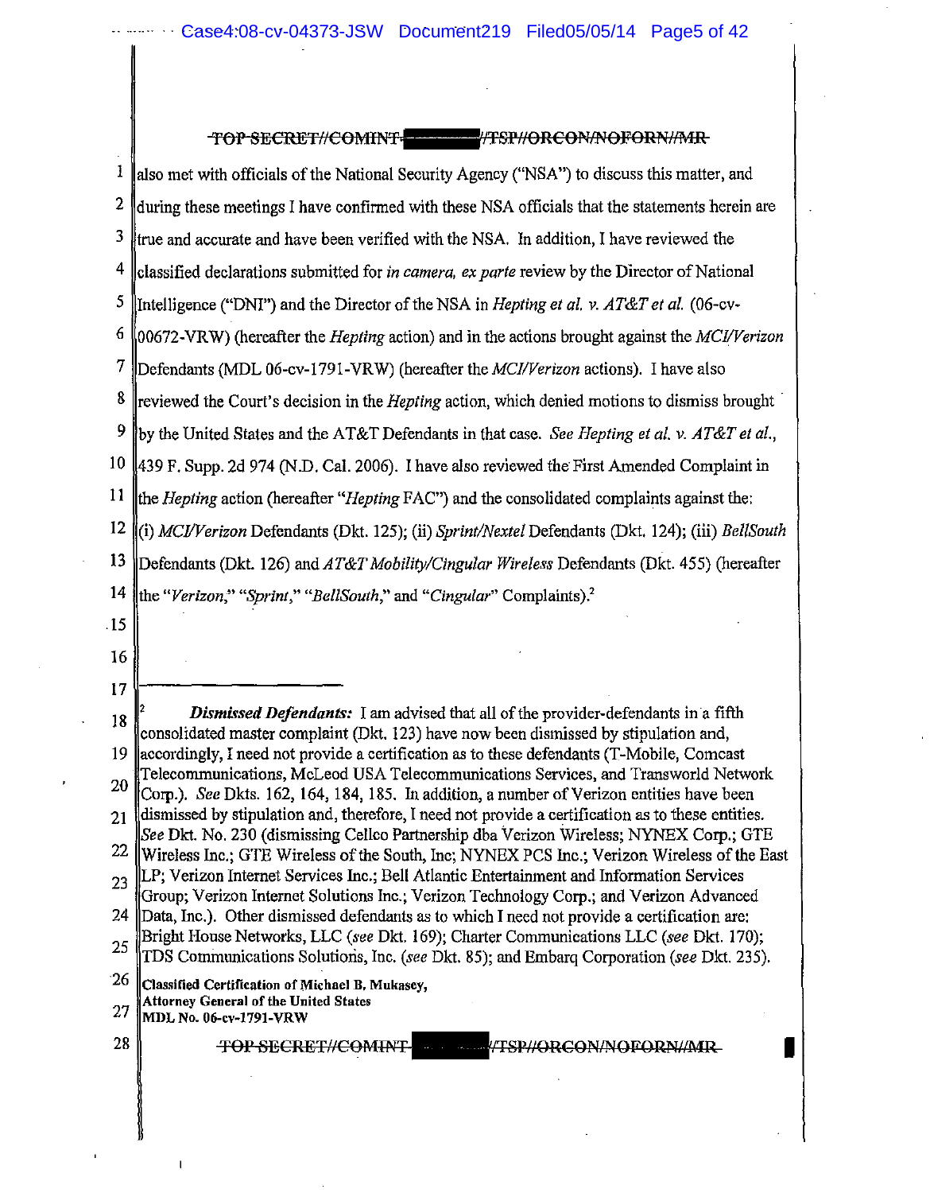TOP SECRET//COMINT-[redacted]//TSP//ORCON/NOFORN//MR

also met with officials of the National Security Agency ("NSA") to discuss this matter, and during these meetings I have confirmed with these NSA officials that the statements herein are true and accurate and have been verified with the NSA. In addition, I have reviewed the classified declarations submitted for *in camera, ex parte* review by the Director of National Intelligence ("DNI") and the Director of the NSA in *Hepting et al. v. AT&T et al.* (06-cv-00672-VRW) (hereafter the *Hepting* action) and in the actions brought against the *MCI/Verizon* Defendants (MDL 06-cv-1791-VRW) (hereafter the *MCI/Verizon* actions). I have also reviewed the Court's decision in the *Hepting* action, which denied motions to dismiss brought by the United States and the AT&T Defendants in that case. *See Hepting et al. v. AT&T et al.*, 439 F. Supp. 2d 974 (N.D. Cal. 2006). I have also reviewed the First Amended Complaint in the *Hepting* action (hereafter "*Hepting* FAC") and the consolidated complaints against the: (i) *MCI/Verizon* Defendants (Dkt. 125); (ii) *Sprint/Nextel* Defendants (Dkt. 124); (iii) *BellSouth* Defendants (Dkt. 126) and *AT&T Mobility/Cingular Wireless* Defendants (Dkt. 455) (hereafter the "*Verizon*," "*Sprint*," "*BellSouth*," and "*Cingular*" Complaints).[2]

---

[2] ***Dismissed Defendants:*** I am advised that all of the provider-defendants in a fifth consolidated master complaint (Dkt. 123) have now been dismissed by stipulation and, accordingly, I need not provide a certification as to these defendants (T-Mobile, Comcast Telecommunications, McLeod USA Telecommunications Services, and Transworld Network Corp.). *See* Dkts. 162, 164, 184, 185. In addition, a number of Verizon entities have been dismissed by stipulation and, therefore, I need not provide a certification as to these entities. *See* Dkt. No. 230 (dismissing Cellco Partnership dba Verizon Wireless; NYNEX Corp.; GTE Wireless Inc.; GTE Wireless of the South, Inc; NYNEX PCS Inc.; Verizon Wireless of the East LP; Verizon Internet Services Inc.; Bell Atlantic Entertainment and Information Services Group; Verizon Internet Solutions Inc.; Verizon Technology Corp.; and Verizon Advanced Data, Inc.). Other dismissed defendants as to which I need not provide a certification are: Bright House Networks, LLC (*see* Dkt. 169); Charter Communications LLC (*see* Dkt. 170); TDS Communications Solutions, Inc. (*see* Dkt. 85); and Embarq Corporation (*see* Dkt. 235).

**Classified Certification of Michael B. Mukasey,**
**Attorney General of the United States**
**MDL No. 06-cv-1791-VRW**

TOP SECRET//COMINT-[redacted]//TSP//ORCON/NOFORN//MR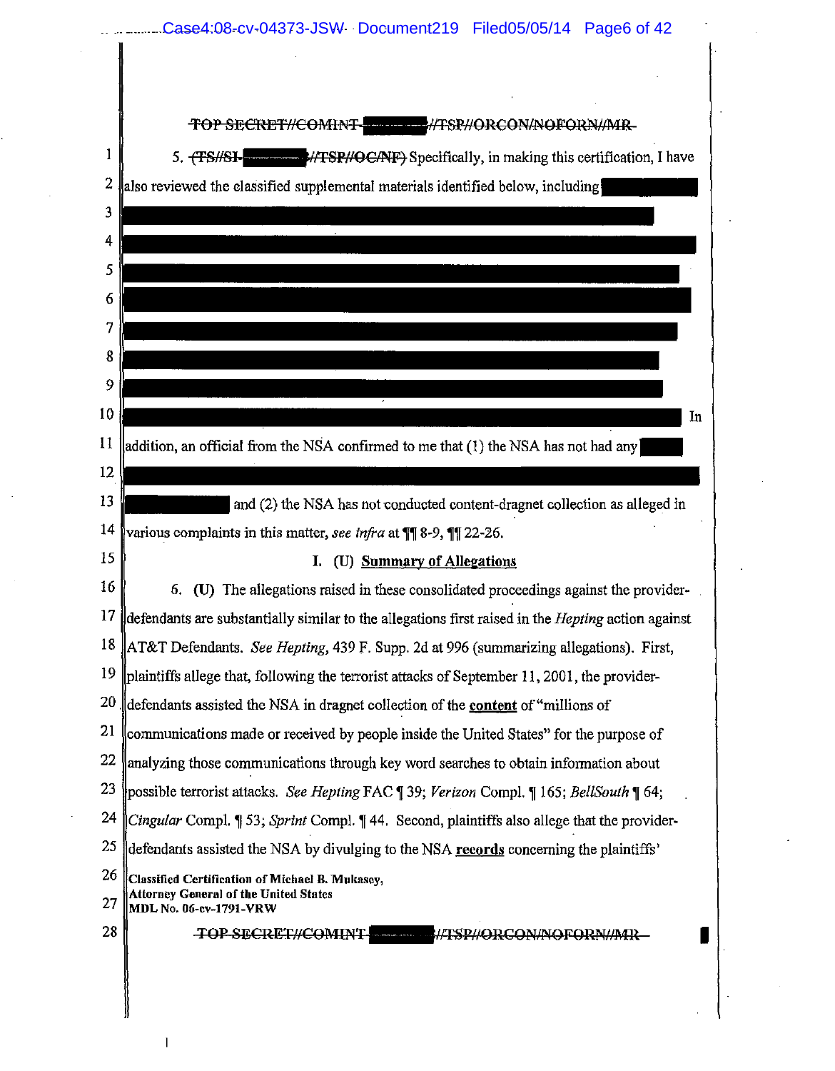~~TOP SECRET//COMINT-~~ ███ ~~//TSP//ORCON/NOFORN//MR~~

5. ~~(TS//SI-~~ ███ ~~//TSP//OC/NF)~~ Specifically, in making this certification, I have also reviewed the classified supplemental materials identified below, including ███ ███ ███ ███ ███ ███ ███ ███ ███ In addition, an official from the NSA confirmed to me that (1) the NSA has not had any ███ ███ ███ and (2) the NSA has not conducted content-dragnet collection as alleged in various complaints in this matter, *see infra* at ¶¶ 8-9, ¶¶ 22-26.

## I. (U) Summary of Allegations

6. **(U)** The allegations raised in these consolidated proceedings against the provider-defendants are substantially similar to the allegations first raised in the *Hepting* action against AT&T Defendants. *See Hepting*, 439 F. Supp. 2d at 996 (summarizing allegations). First, plaintiffs allege that, following the terrorist attacks of September 11, 2001, the provider-defendants assisted the NSA in dragnet collection of the **content** of "millions of communications made or received by people inside the United States" for the purpose of analyzing those communications through key word searches to obtain information about possible terrorist attacks. *See Hepting* FAC ¶ 39; *Verizon* Compl. ¶ 165; *BellSouth* ¶ 64; *Cingular* Compl. ¶ 53; *Sprint* Compl. ¶ 44. Second, plaintiffs also allege that the provider-defendants assisted the NSA by divulging to the NSA **records** concerning the plaintiffs'

**Classified Certification of Michael B. Mukasey,**
**Attorney General of the United States**
**MDL No. 06-cv-1791-VRW**

~~TOP SECRET//COMINT-~~ ███ ~~//TSP//ORCON/NOFORN//MR~~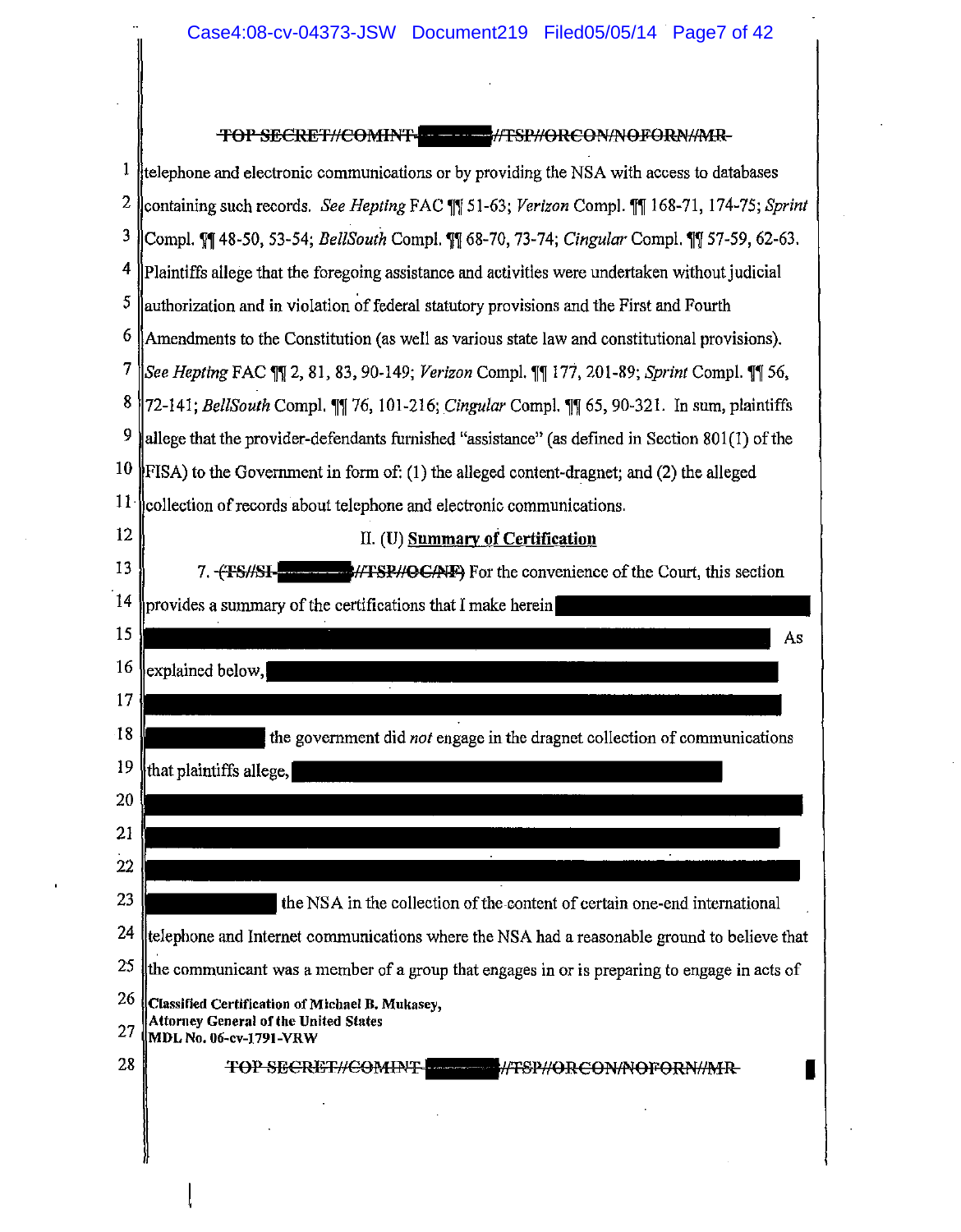~~TOP SECRET//COMINT-█████//TSP//ORCON/NOFORN//MR~~

telephone and electronic communications or by providing the NSA with access to databases containing such records. *See Hepting* FAC ¶¶ 51-63; *Verizon* Compl. ¶¶ 168-71, 174-75; *Sprint* Compl. ¶¶ 48-50, 53-54; *BellSouth* Compl. ¶¶ 68-70, 73-74; *Cingular* Compl. ¶¶ 57-59, 62-63. Plaintiffs allege that the foregoing assistance and activities were undertaken without judicial authorization and in violation of federal statutory provisions and the First and Fourth Amendments to the Constitution (as well as various state law and constitutional provisions). *See Hepting* FAC ¶¶ 2, 81, 83, 90-149; *Verizon* Compl. ¶¶ 177, 201-89; *Sprint* Compl. ¶¶ 56, 72-141; *BellSouth* Compl. ¶¶ 76, 101-216; *Cingular* Compl. ¶¶ 65, 90-321. In sum, plaintiffs allege that the provider-defendants furnished "assistance" (as defined in Section 801(1) of the FISA) to the Government in form of: (1) the alleged content-dragnet; and (2) the alleged collection of records about telephone and electronic communications.

## II. (U) Summary of Certification

7. ~~(TS//SI-█████//TSP//OC/NF)~~ For the convenience of the Court, this section provides a summary of the certifications that I make herein █████ █████ As explained below, █████ █████ █████ the government did *not* engage in the dragnet collection of communications that plaintiffs allege, █████ █████ █████ █████ █████ the NSA in the collection of the content of certain one-end international telephone and Internet communications where the NSA had a reasonable ground to believe that the communicant was a member of a group that engages in or is preparing to engage in acts of

**Classified Certification of Michael B. Mukasey,**
**Attorney General of the United States**
**MDL No. 06-cv-1791-VRW**

~~TOP SECRET//COMINT-█████//TSP//ORCON/NOFORN//MR~~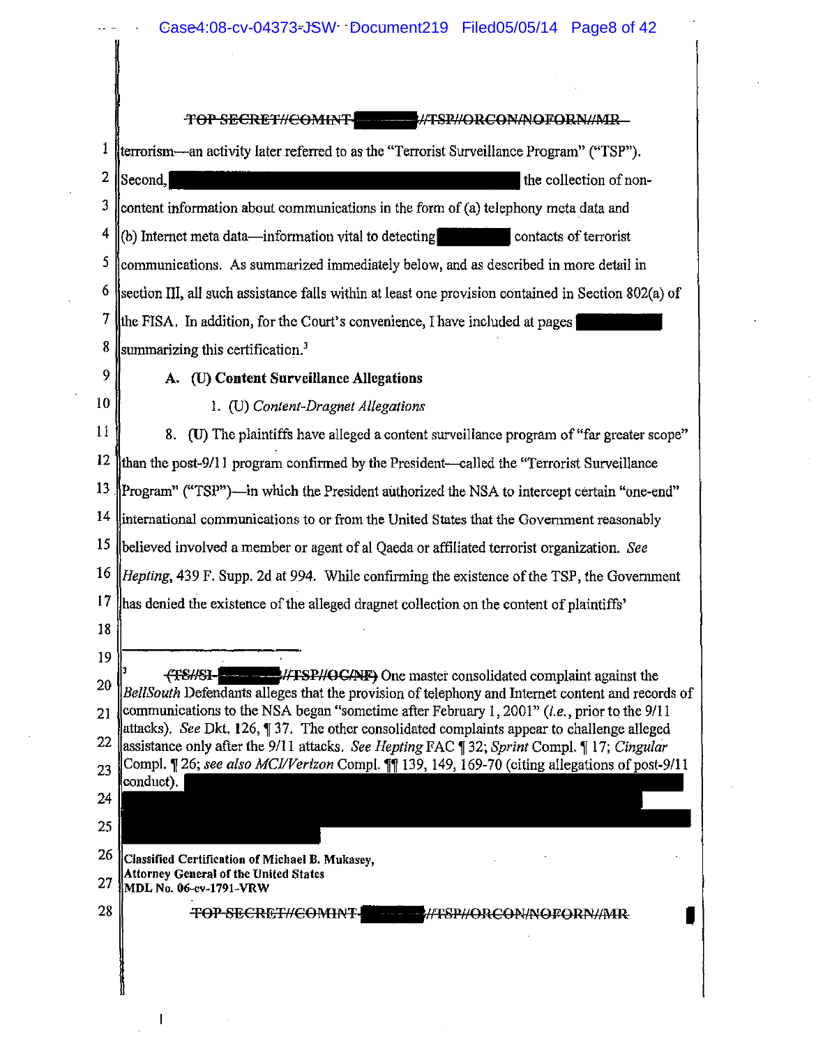~~TOP SECRET//COMINT-~~ ██████ ~~//TSP//ORCON/NOFORN//MR~~

terrorism—an activity later referred to as the "Terrorist Surveillance Program" ("TSP"). Second, ██████████████████ the collection of non-content information about communications in the form of (a) telephony meta data and (b) Internet meta data—information vital to detecting ██████ contacts of terrorist communications. As summarized immediately below, and as described in more detail in section III, all such assistance falls within at least one provision contained in Section 802(a) of the FISA. In addition, for the Court's convenience, I have included at pages ██████ summarizing this certification.[3]

### A. (U) Content Surveillance Allegations

#### 1. (U) *Content-Dragnet Allegations*

8. (U) The plaintiffs have alleged a content surveillance program of "far greater scope" than the post-9/11 program confirmed by the President—called the "Terrorist Surveillance Program" ("TSP")—in which the President authorized the NSA to intercept certain "one-end" international communications to or from the United States that the Government reasonably believed involved a member or agent of al Qaeda or affiliated terrorist organization. *See Hepting*, 439 F. Supp. 2d at 994. While confirming the existence of the TSP, the Government has denied the existence of the alleged dragnet collection on the content of plaintiffs'

---

[3] ~~(TS//SI-~~ ██████ ~~//TSP//OC/NF)~~ One master consolidated complaint against the *BellSouth* Defendants alleges that the provision of telephony and Internet content and records of communications to the NSA began "sometime after February 1, 2001" (*i.e.*, prior to the 9/11 attacks). *See* Dkt. 126, ¶ 37. The other consolidated complaints appear to challenge alleged assistance only after the 9/11 attacks. *See Hepting* FAC ¶ 32; *Sprint* Compl. ¶ 17; *Cingular* Compl. ¶ 26; *see also MCI/Verizon* Compl. ¶¶ 139, 149, 169-70 (citing allegations of post-9/11 conduct). ██████████████████████████████

**Classified Certification of Michael B. Mukasey, Attorney General of the United States**
**MDL No. 06-cv-1791-VRW**

~~TOP SECRET//COMINT-~~ ██████ ~~//TSP//ORCON/NOFORN//MR~~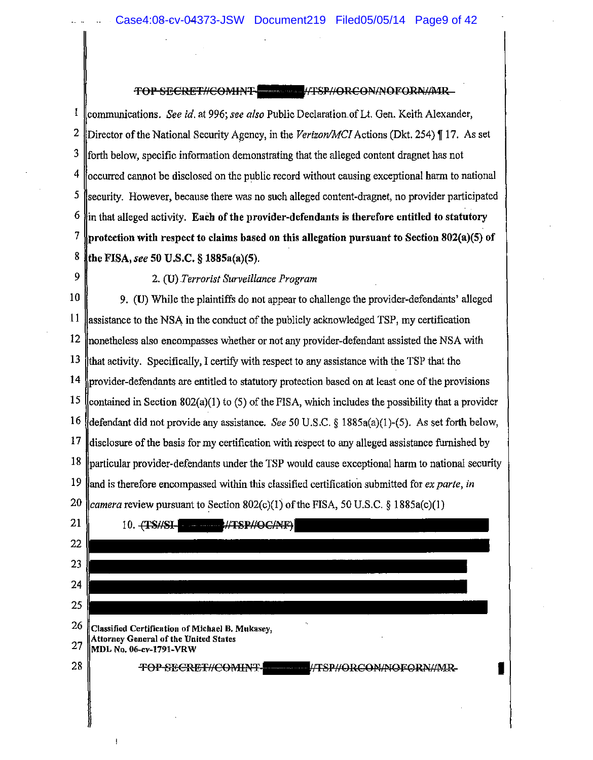communications. *See id.* at 996; *see also* Public Declaration of Lt. Gen. Keith Alexander, Director of the National Security Agency, in the *Verizon/MCI* Actions (Dkt. 254) ¶ 17. As set forth below, specific information demonstrating that the alleged content dragnet has not occurred cannot be disclosed on the public record without causing exceptional harm to national security. However, because there was no such alleged content-dragnet, no provider participated in that alleged activity. **Each of the provider-defendants is therefore entitled to statutory protection with respect to claims based on this allegation pursuant to Section 802(a)(5) of the FISA, *see* 50 U.S.C. § 1885a(a)(5).**

2. (U) *Terrorist Surveillance Program*

9. (U) While the plaintiffs do not appear to challenge the provider-defendants' alleged assistance to the NSA in the conduct of the publicly acknowledged TSP, my certification nonetheless also encompasses whether or not any provider-defendant assisted the NSA with that activity. Specifically, I certify with respect to any assistance with the TSP that the provider-defendants are entitled to statutory protection based on at least one of the provisions contained in Section 802(a)(1) to (5) of the FISA, which includes the possibility that a provider defendant did not provide any assistance. *See* 50 U.S.C. § 1885a(a)(1)-(5). As set forth below, disclosure of the basis for my certification with respect to any alleged assistance furnished by particular provider-defendants under the TSP would cause exceptional harm to national security and is therefore encompassed within this classified certification submitted for *ex parte, in camera* review pursuant to Section 802(c)(1) of the FISA, 50 U.S.C. § 1885a(c)(1)

10. ~~(TS//SI-[REDACTED]//TSP//OC/NF)~~ [REDACTED]

Classified Certification of Michael B. Mukasey,
Attorney General of the United States
MDL No. 06-cv-1791-VRW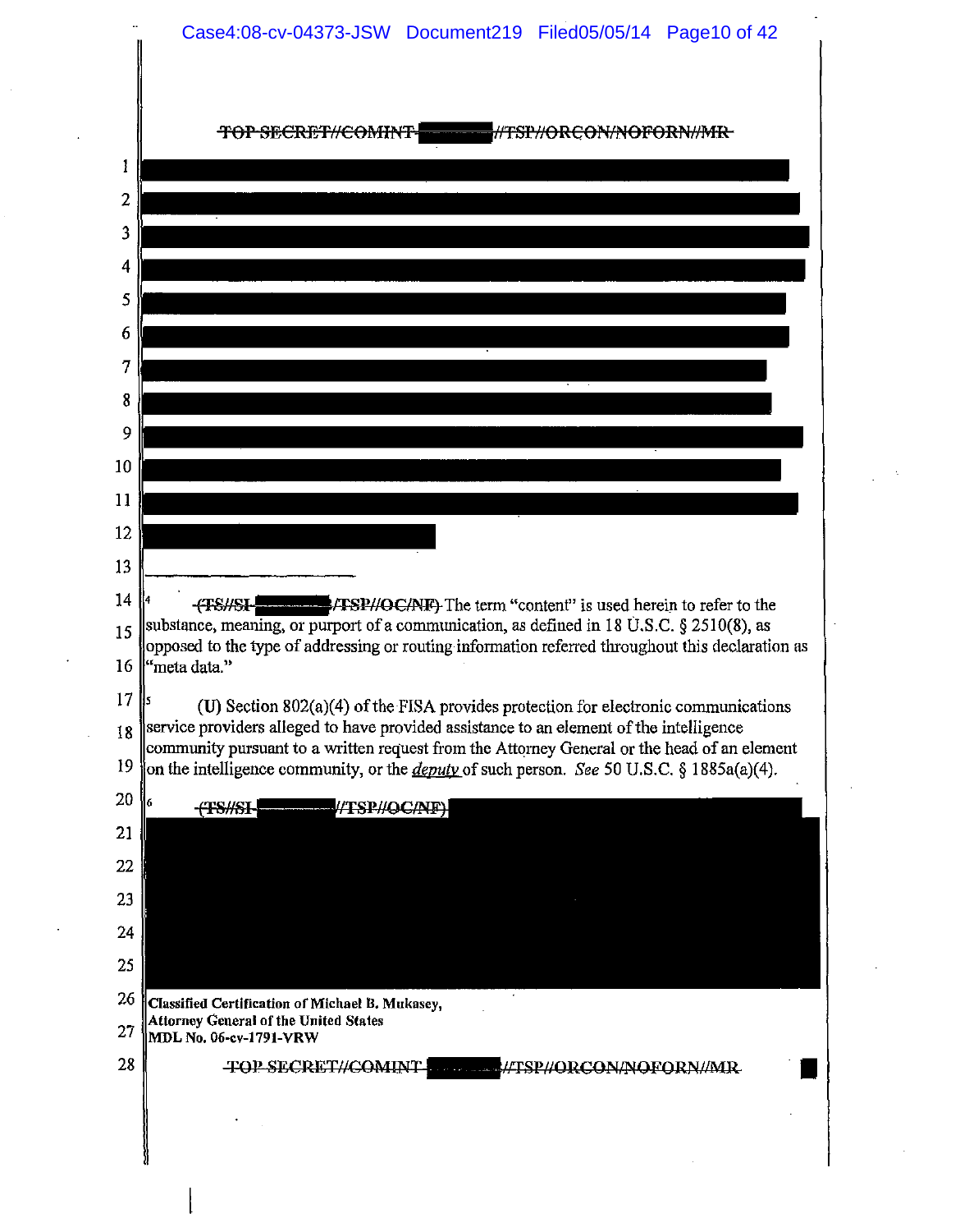~~TOP SECRET//COMINT-~~ ████ ~~//TSP//ORCON/NOFORN//MR~~

██████████████████████████████████████████████████████
██████████████████████████████████████████████████████
██████████████████████████████████████████████████████
██████████████████████████████████████████████████████
██████████████████████████████████████████████████████
██████████████████████████████████████████████████████
██████████████████████████████████████████████████████
██████████████████████████████████████████████████████
██████████████████████████████████████████████████████
██████████████████████████████████████████████████████
██████████████████████████████████████████████████████
████████████████████████

---

[4] ~~(TS//SI-~~ ████ ~~/TSP//OC/NF)~~ The term "content" is used herein to refer to the substance, meaning, or purport of a communication, as defined in 18 U.S.C. § 2510(8), as opposed to the type of addressing or routing information referred throughout this declaration as "meta data."

[5] (U) Section 802(a)(4) of the FISA provides protection for electronic communications service providers alleged to have provided assistance to an element of the intelligence community pursuant to a written request from the Attorney General or the head of an element on the intelligence community, or the *deputy* of such person. *See* 50 U.S.C. § 1885a(a)(4).

[6] ~~(TS//SI-~~ ████ ~~//TSP//OC/NF)~~ ██████████████████████████████
██████████████████████████████████████████████████████
██████████████████████████████████████████████████████
██████████████████████████████████████████████████████
██████████████████████████████████████████████████████
██████████████████████████████████████████████████████

Classified Certification of Michael B. Mukasey,
Attorney General of the United States
MDL No. 06-cv-1791-VRW

~~TOP SECRET//COMINT-~~ ████ ~~//TSP//ORCON/NOFORN//MR~~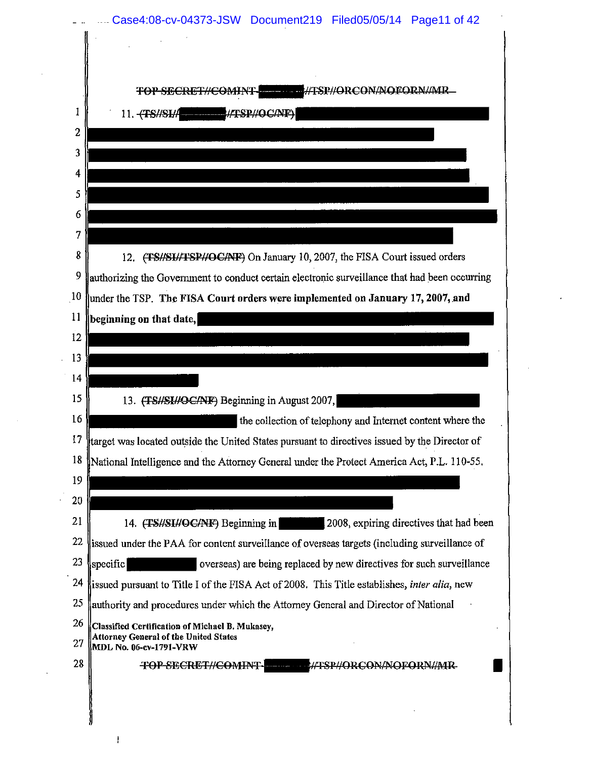~~TOP SECRET//COMINT-~~ [REDACTED] ~~//TSP//ORCON/NOFORN//MR~~

11. ~~(TS//SI//~~ [REDACTED] ~~//TSP//OC/NF)~~ [REDACTED]

12. ~~(TS//SI//TSP//OC/NF)~~ On January 10, 2007, the FISA Court issued orders authorizing the Government to conduct certain electronic surveillance that had been occurring under the TSP. **The FISA Court orders were implemented on January 17, 2007, and beginning on that date,** [REDACTED]

13. ~~(TS//SI//OC/NF)~~ Beginning in August 2007, [REDACTED] the collection of telephony and Internet content where the target was located outside the United States pursuant to directives issued by the Director of National Intelligence and the Attorney General under the Protect America Act, P.L. 110-55, [REDACTED]

14. ~~(TS//SI//OC/NF)~~ Beginning in [REDACTED] 2008, expiring directives that had been issued under the PAA for content surveillance of overseas targets (including surveillance of specific [REDACTED] overseas) are being replaced by new directives for such surveillance issued pursuant to Title I of the FISA Act of 2008. This Title establishes, *inter alia*, new authority and procedures under which the Attorney General and Director of National

**Classified Certification of Michael B. Mukasey, Attorney General of the United States**
**MDL No. 06-cv-1791-VRW**

~~TOP SECRET//COMINT-~~ [REDACTED] ~~//TSP//ORCON/NOFORN//MR~~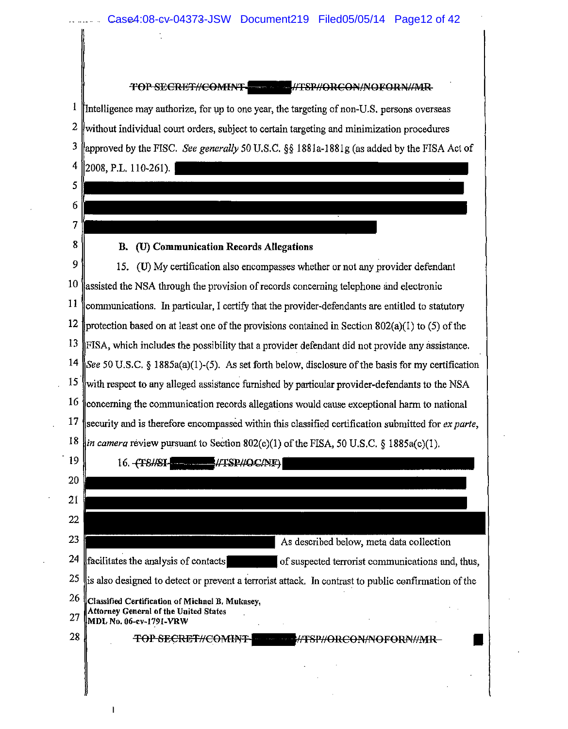~~TOP SECRET//COMINT~~ ██████ ~~//TSP//ORCON/NOFORN//MR~~

Intelligence may authorize, for up to one year, the targeting of non-U.S. persons overseas without individual court orders, subject to certain targeting and minimization procedures approved by the FISC. *See generally* 50 U.S.C. §§ 1881a-1881g (as added by the FISA Act of 2008, P.L. 110-261). ██████████████████████████████████████████████████████████████████████████████████████████████████████████████████████████████████████████████████████████████████████████

**B. (U) Communication Records Allegations**

15. (U) My certification also encompasses whether or not any provider defendant assisted the NSA through the provision of records concerning telephone and electronic communications. In particular, I certify that the provider-defendants are entitled to statutory protection based on at least one of the provisions contained in Section 802(a)(1) to (5) of the FISA, which includes the possibility that a provider defendant did not provide any assistance. *See* 50 U.S.C. § 1885a(a)(1)-(5). As set forth below, disclosure of the basis for my certification with respect to any alleged assistance furnished by particular provider-defendants to the NSA concerning the communication records allegations would cause exceptional harm to national security and is therefore encompassed within this classified certification submitted for *ex parte*, *in camera* review pursuant to Section 802(c)(1) of the FISA, 50 U.S.C. § 1885a(c)(1).

16. ~~(TS//SI~~ ██████ ~~//TSP//OC/NF)~~ ██████████████████████████████████████████████████████████████████████████████████████████████████████████████████████████████████████████████ As described below, meta data collection facilitates the analysis of contacts ██████ of suspected terrorist communications and, thus, is also designed to detect or prevent a terrorist attack. In contrast to public confirmation of the

**Classified Certification of Michael B. Mukasey,**
**Attorney General of the United States**
**MDL No. 06-cv-1791-VRW**

~~TOP SECRET//COMINT~~ ██████ ~~//TSP//ORCON/NOFORN//MR~~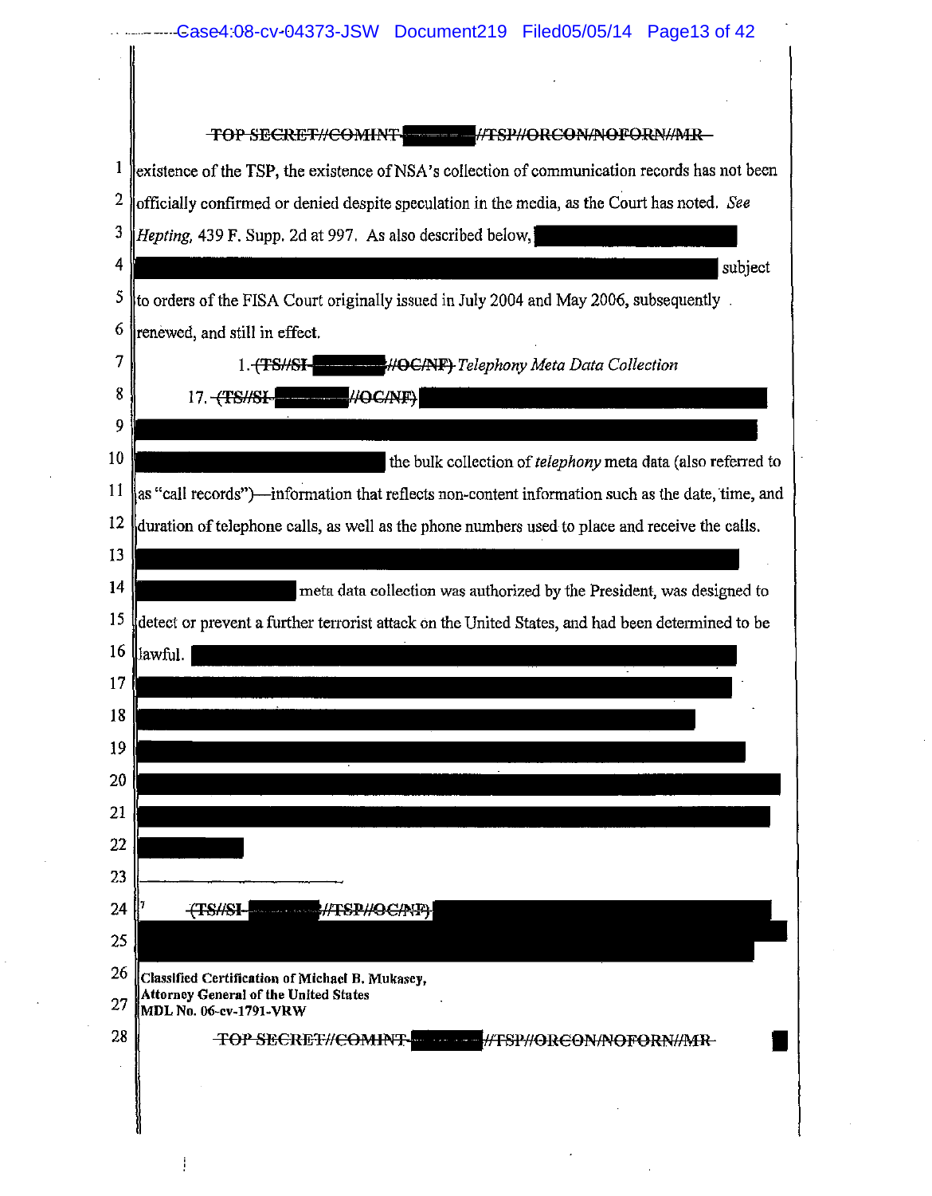~~TOP SECRET//COMINT~~ ~~//TSP//ORCON/NOFORN//MR~~

existence of the TSP, the existence of NSA's collection of communication records has not been officially confirmed or denied despite speculation in the media, as the Court has noted. *See Hepting*, 439 F. Supp. 2d at 997. As also described below, subject to orders of the FISA Court originally issued in July 2004 and May 2006, subsequently renewed, and still in effect.

1. ~~(TS//SI~~ ~~//OC/NF)~~ *Telephony Meta Data Collection*

17. ~~(TS//SI~~ ~~//OC/NF)~~ the bulk collection of *telephony* meta data (also referred to as "call records")—information that reflects non-content information such as the date, time, and duration of telephone calls, as well as the phone numbers used to place and receive the calls. meta data collection was authorized by the President, was designed to detect or prevent a further terrorist attack on the United States, and had been determined to be lawful.

---

[7] ~~(TS//SI~~ ~~//TSP//OC/NF)~~

Classified Certification of Michael B. Mukasey,
Attorney General of the United States
MDL No. 06-cv-1791-VRW

~~TOP SECRET//COMINT~~ ~~//TSP//ORCON/NOFORN//MR~~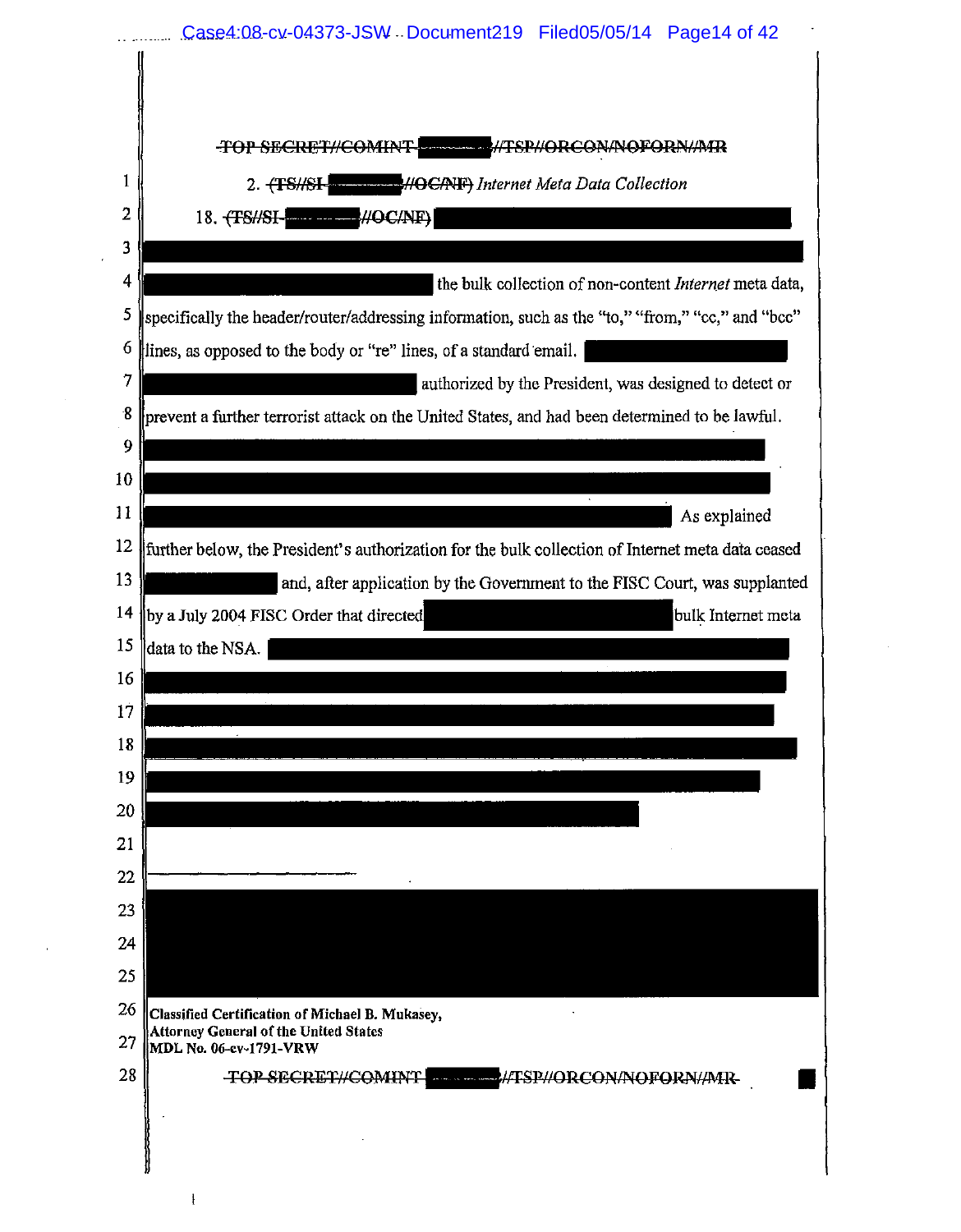~~TOP SECRET//COMINT~~ [REDACTED] ~~//TSP//ORCON/NOFORN//MR~~

2. ~~(TS//SI~~ [REDACTED] ~~//OC/NF)~~ *Internet Meta Data Collection*

18. ~~(TS//SI~~ [REDACTED] ~~//OC/NF)~~ [REDACTED] the bulk collection of non-content *Internet* meta data, specifically the header/router/addressing information, such as the "to," "from," "cc," and "bcc" lines, as opposed to the body or "re" lines, of a standard email. [REDACTED] authorized by the President, was designed to detect or prevent a further terrorist attack on the United States, and had been determined to be lawful. [REDACTED] As explained further below, the President's authorization for the bulk collection of Internet meta data ceased [REDACTED] and, after application by the Government to the FISC Court, was supplanted by a July 2004 FISC Order that directed [REDACTED] bulk Internet meta data to the NSA. [REDACTED]

[REDACTED]

**Classified Certification of Michael B. Mukasey,**
**Attorney General of the United States**
**MDL No. 06-cv-1791-VRW**

~~TOP SECRET//COMINT~~ [REDACTED] ~~//TSP//ORCON/NOFORN//MR~~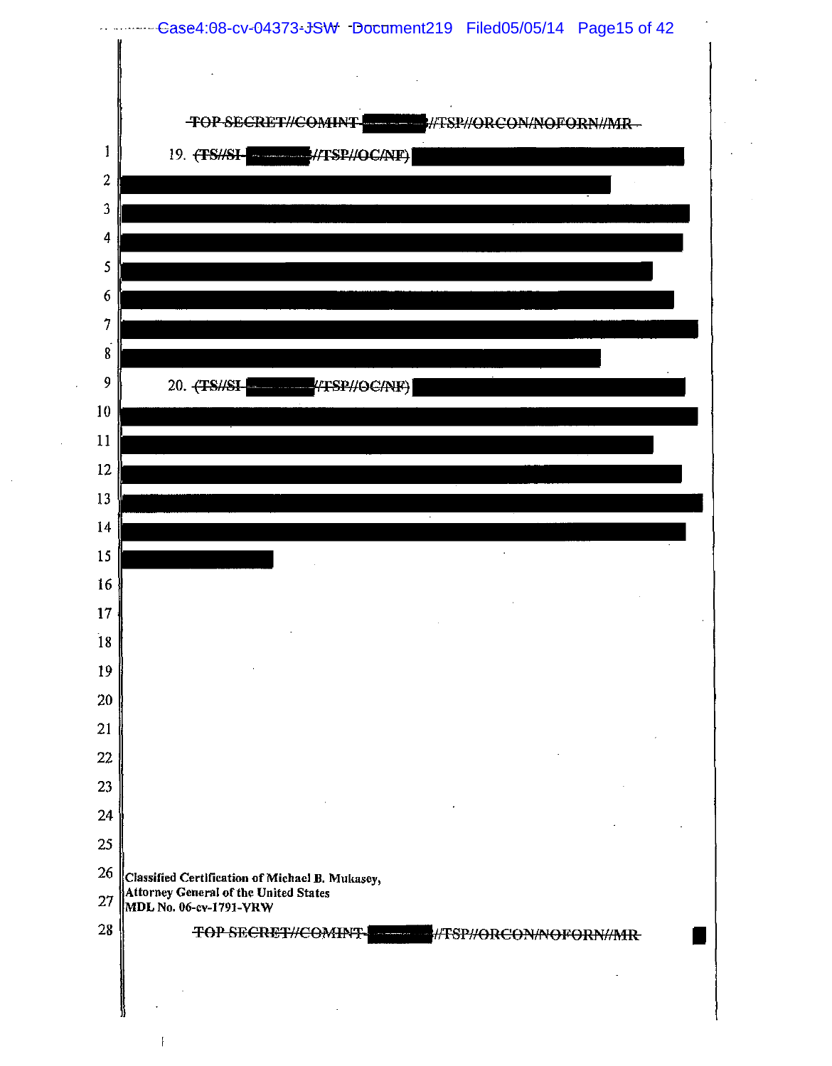~~TOP SECRET//COMINT~~ ██████ ~~//TSP//ORCON/NOFORN//MR~~

19. ~~(TS//SI~~ ██████ ~~//TSP//OC/NF)~~ ████████████████████████████████████████

20. ~~(TS//SI~~ ██████ ~~//TSP//OC/NF)~~ ████████████████████████████████████████

Classified Certification of Michael B. Mukasey,
Attorney General of the United States
MDL No. 06-cv-1791-VRW

~~TOP SECRET//COMINT~~ ██████ ~~//TSP//ORCON/NOFORN//MR~~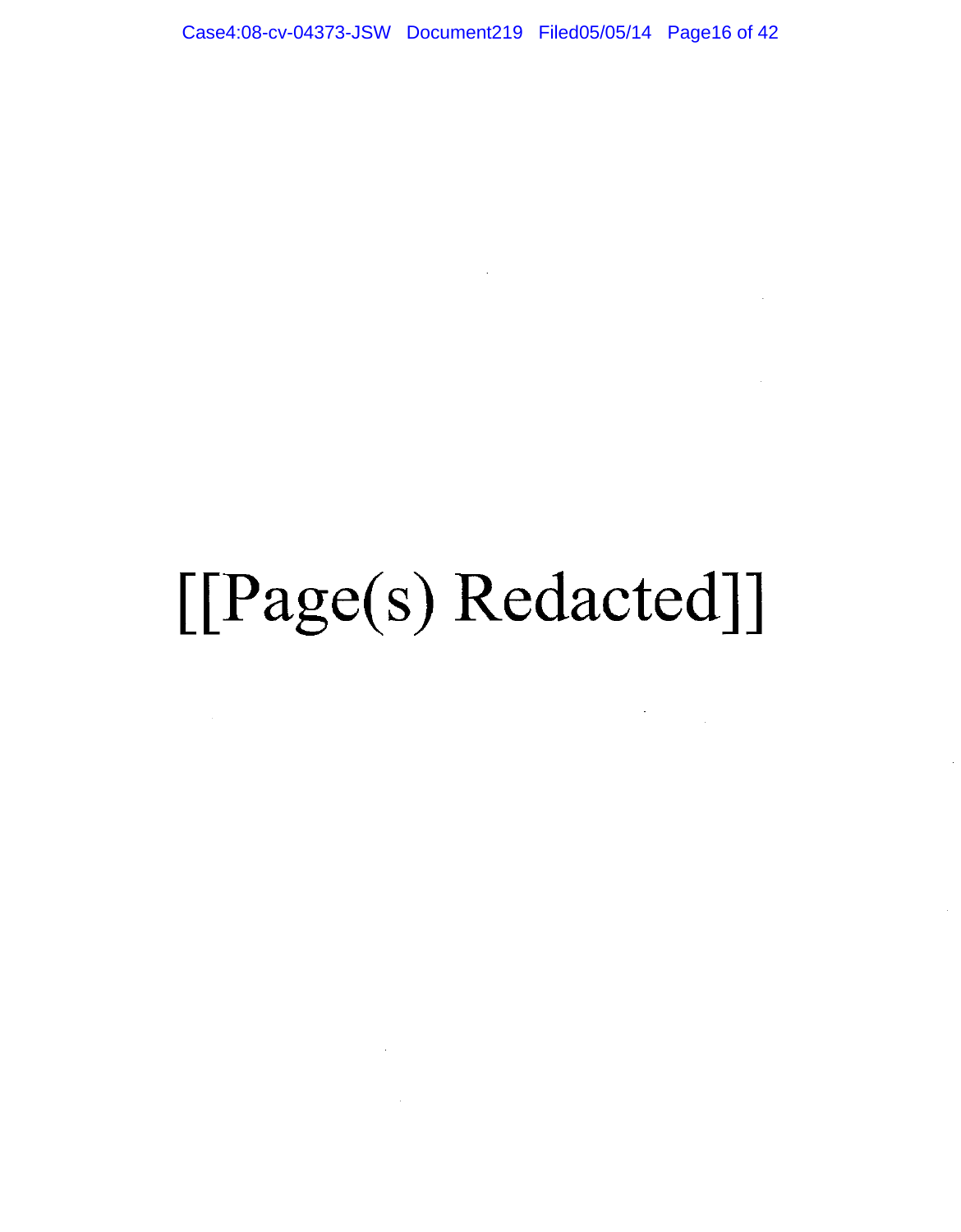[[Page(s) Redacted]]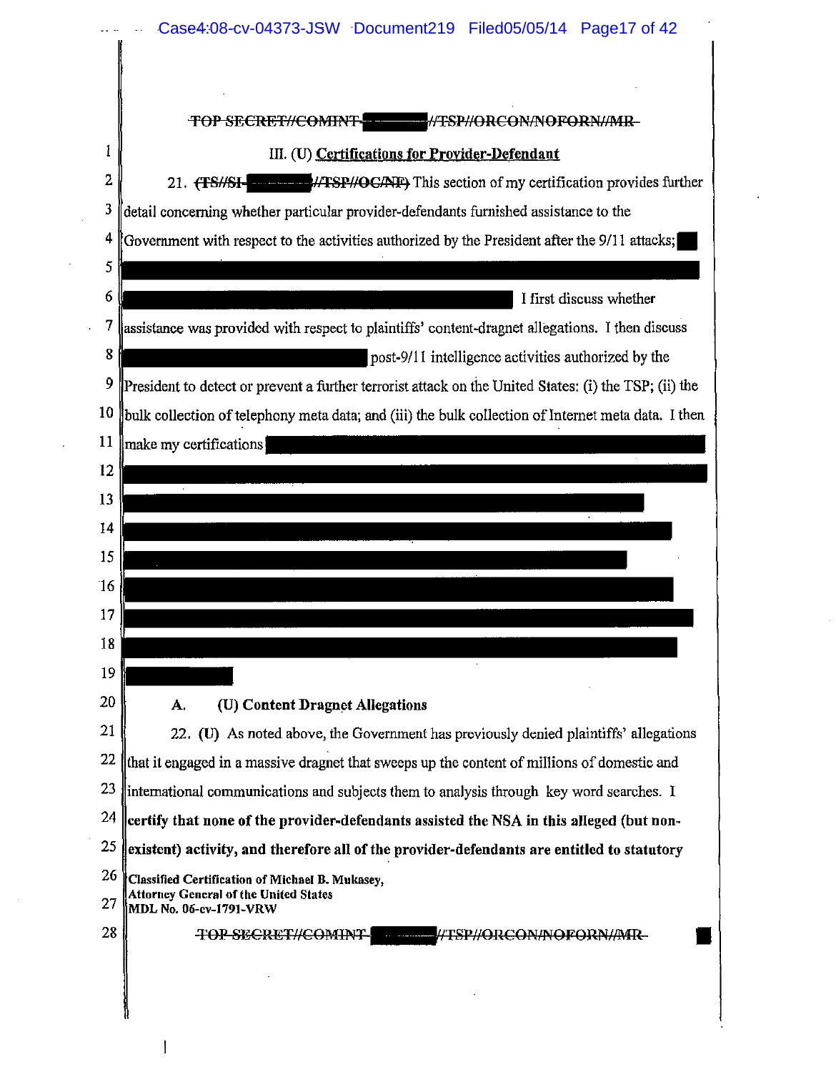~~TOP SECRET//COMINT-██████//TSP//ORCON/NOFORN//MR~~

### III. (U) Certifications for Provider-Defendant

21. ~~(TS//SI-██████//TSP//OC/NF)~~ This section of my certification provides further detail concerning whether particular provider-defendants furnished assistance to the Government with respect to the activities authorized by the President after the 9/11 attacks; ██████████████████████████████████████████████████████████████████ I first discuss whether assistance was provided with respect to plaintiffs' content-dragnet allegations. I then discuss ██████████████████ post-9/11 intelligence activities authorized by the President to detect or prevent a further terrorist attack on the United States: (i) the TSP; (ii) the bulk collection of telephony meta data; and (iii) the bulk collection of Internet meta data. I then make my certifications ██████████████████████████████████████████████████████████████████████████████████████████████████████████████████████████████████████████

#### A. (U) Content Dragnet Allegations

22. (U) As noted above, the Government has previously denied plaintiffs' allegations that it engaged in a massive dragnet that sweeps up the content of millions of domestic and international communications and subjects them to analysis through key word searches. I **certify that none of the provider-defendants assisted the NSA in this alleged (but non-existent) activity, and therefore all of the provider-defendants are entitled to statutory**

Classified Certification of Michael B. Mukasey,
Attorney General of the United States
MDL No. 06-cv-1791-VRW

~~TOP SECRET//COMINT-██████//TSP//ORCON/NOFORN//MR~~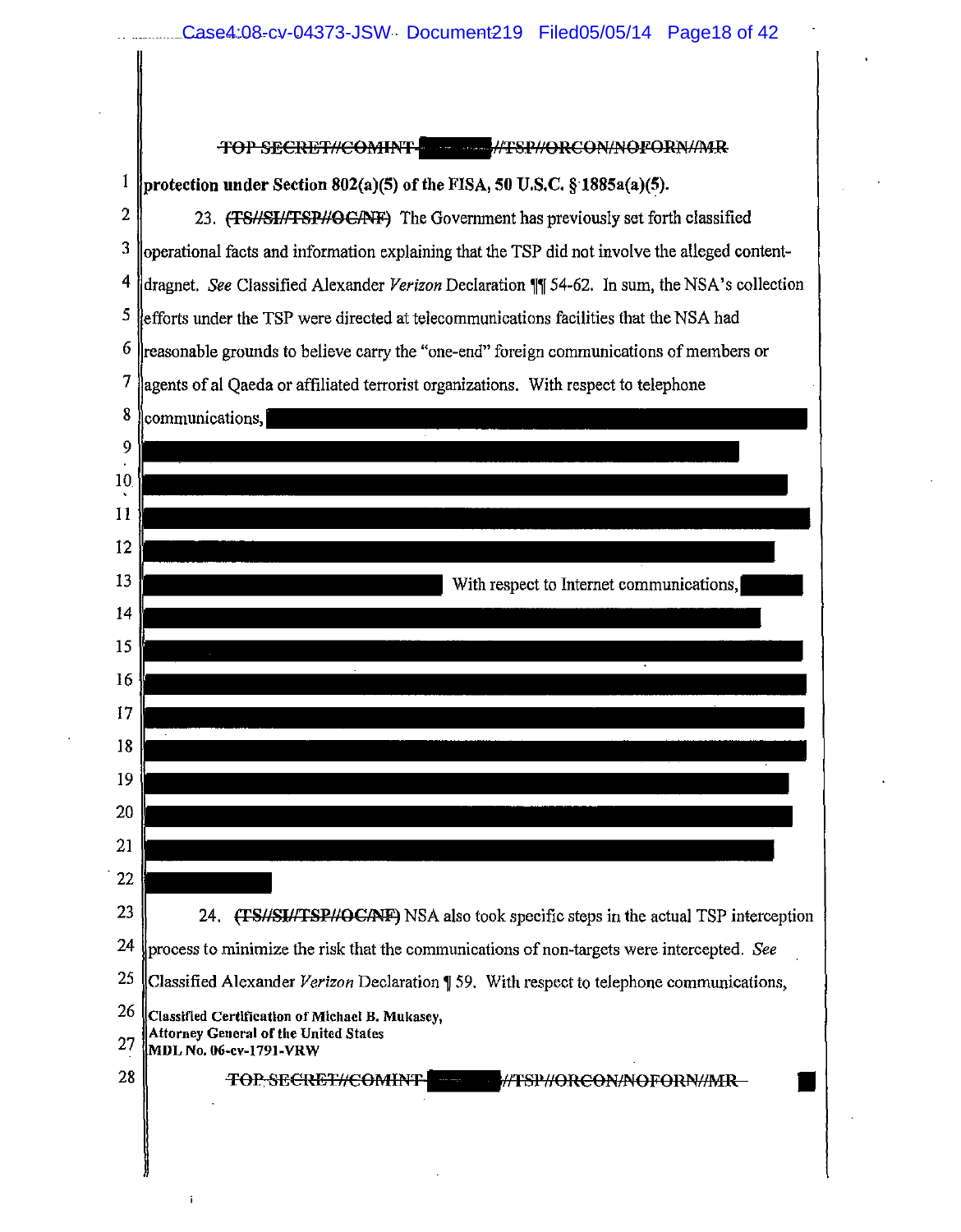~~TOP SECRET//COMINT~~ ~~//TSP//ORCON/NOFORN//MR~~

**protection under Section 802(a)(5) of the FISA, 50 U.S.C. § 1885a(a)(5).**

23. ~~(TS//SI//TSP//OC/NF)~~ The Government has previously set forth classified operational facts and information explaining that the TSP did not involve the alleged content-dragnet. *See* Classified Alexander *Verizon* Declaration ¶¶ 54-62. In sum, the NSA's collection efforts under the TSP were directed at telecommunications facilities that the NSA had reasonable grounds to believe carry the "one-end" foreign communications of members or agents of al Qaeda or affiliated terrorist organizations. With respect to telephone communications, [REDACTED] With respect to Internet communications, [REDACTED]

24. ~~(TS//SI//TSP//OC/NF)~~ NSA also took specific steps in the actual TSP interception process to minimize the risk that the communications of non-targets were intercepted. *See* Classified Alexander *Verizon* Declaration ¶ 59. With respect to telephone communications,

**Classified Certification of Michael B. Mukasey,**
**Attorney General of the United States**
**MDL No. 06-cv-1791-VRW**

~~TOP SECRET//COMINT~~ ~~//TSP//ORCON/NOFORN//MR~~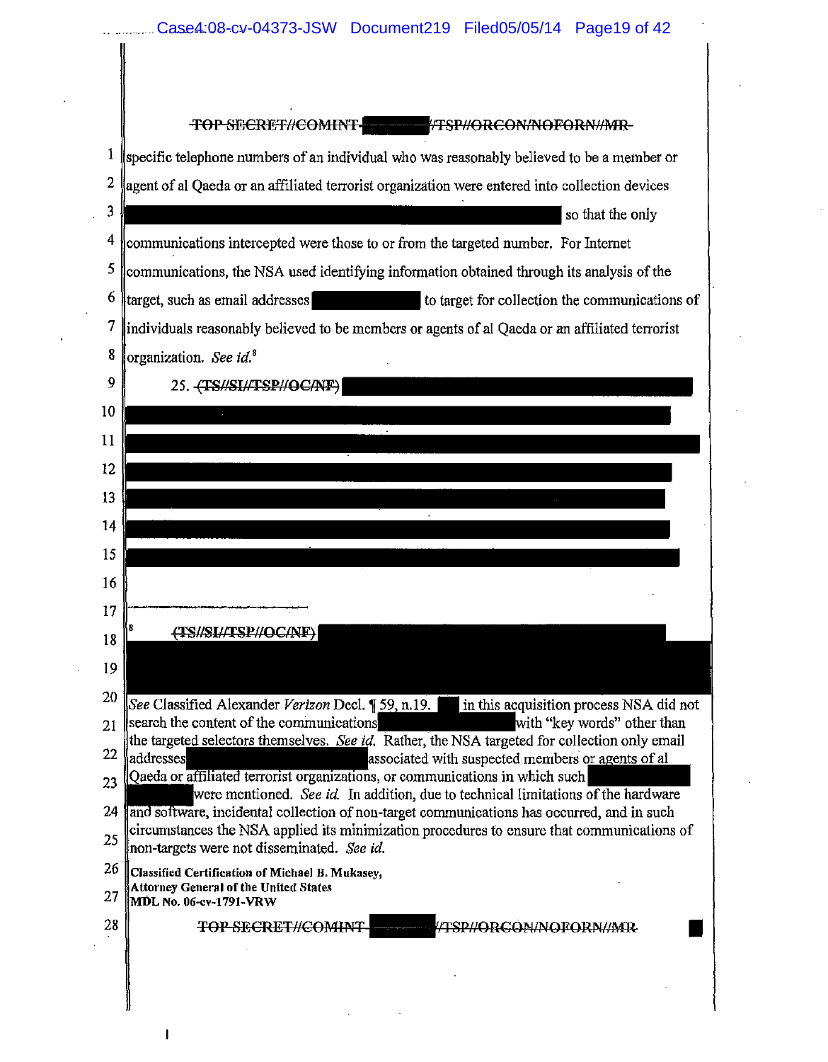~~TOP SECRET//COMINT-~~ ██████ ~~//TSP//ORCON/NOFORN//MR~~

specific telephone numbers of an individual who was reasonably believed to be a member or agent of al Qaeda or an affiliated terrorist organization were entered into collection devices ████████████████████ so that the only communications intercepted were those to or from the targeted number. For Internet communications, the NSA used identifying information obtained through its analysis of the target, such as email addresses ████████ to target for collection the communications of individuals reasonably believed to be members or agents of al Qaeda or an affiliated terrorist organization. *See id.*[8]

25. ~~(TS//SI//TSP//OC/NF)~~ ████████████████████

████████████████████████████████████████

---

[8] ~~(TS//SI//TSP//OC/NF)~~ ████████████████████ *See* Classified Alexander *Verizon* Decl. ¶ 59, n.19. ██ in this acquisition process NSA did not search the content of the communications ████████ with "key words" other than the targeted selectors themselves. *See id.* Rather, the NSA targeted for collection only email addresses ████████ associated with suspected members or agents of al Qaeda or affiliated terrorist organizations, or communications in which such ████████ were mentioned. *See id.* In addition, due to technical limitations of the hardware and software, incidental collection of non-target communications has occurred, and in such circumstances the NSA applied its minimization procedures to ensure that communications of non-targets were not disseminated. *See id.*

**Classified Certification of Michael B. Mukasey, Attorney General of the United States**
**MDL No. 06-cv-1791-VRW**

~~TOP SECRET//COMINT-~~ ██████ ~~//TSP//ORCON/NOFORN//MR~~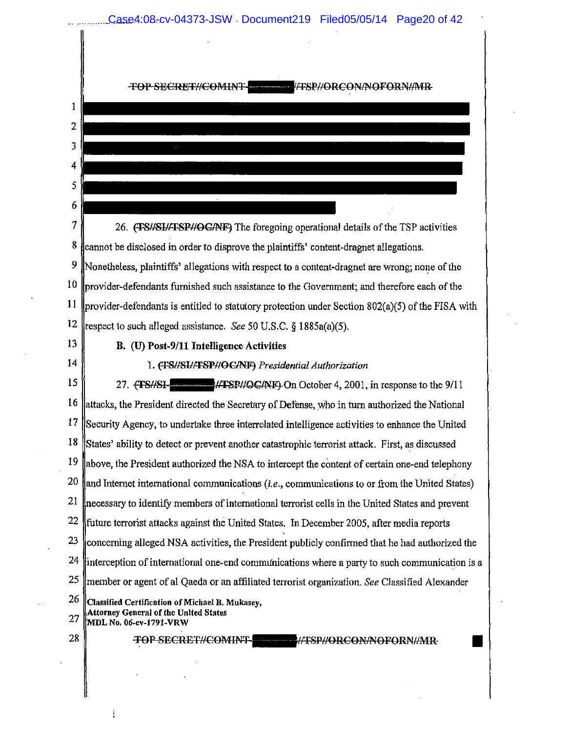~~TOP SECRET//COMINT-~~ ███ ~~//TSP//ORCON/NOFORN//MR~~

███████████████████████████████████████
███████████████████████████████████████
███████████████████████████████████████
███████████████████████████████████████
███████████████████████████████████████
███████████████████████

26. ~~(TS//SI//TSP//OC/NF)~~ The foregoing operational details of the TSP activities cannot be disclosed in order to disprove the plaintiffs' content-dragnet allegations. Nonetheless, plaintiffs' allegations with respect to a content-dragnet are wrong; none of the provider-defendants furnished such assistance to the Government; and therefore each of the provider-defendants is entitled to statutory protection under Section 802(a)(5) of the FISA with respect to such alleged assistance. *See* 50 U.S.C. § 1885a(a)(5).

**B. (U) Post-9/11 Intelligence Activities**

1. ~~(TS//SI//TSP//OC/NF)~~ *Presidential Authorization*

27. ~~(TS//SI-~~ ███ ~~//TSP//OC/NF)~~ On October 4, 2001, in response to the 9/11 attacks, the President directed the Secretary of Defense, who in turn authorized the National Security Agency, to undertake three interrelated intelligence activities to enhance the United States' ability to detect or prevent another catastrophic terrorist attack. First, as discussed above, the President authorized the NSA to intercept the content of certain one-end telephony and Internet international communications (*i.e.*, communications to or from the United States) necessary to identify members of international terrorist cells in the United States and prevent future terrorist attacks against the United States. In December 2005, after media reports concerning alleged NSA activities, the President publicly confirmed that he had authorized the interception of international one-end communications where a party to such communication is a member or agent of al Qaeda or an affiliated terrorist organization. *See* Classified Alexander

**Classified Certification of Michael B. Mukasey,**
**Attorney General of the United States**
**MDL No. 06-cv-1791-VRW**

~~TOP SECRET//COMINT-~~ ███ ~~//TSP//ORCON/NOFORN//MR~~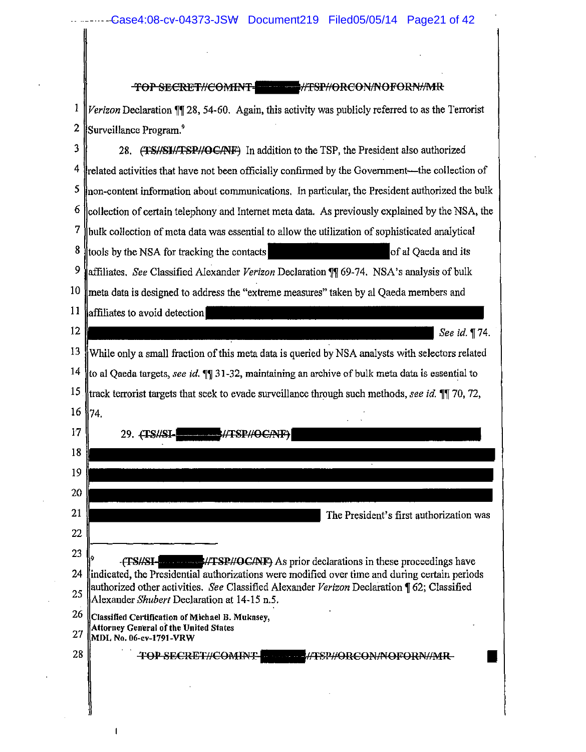~~TOP SECRET//COMINT-[REDACTED]//TSP//ORCON/NOFORN//MR~~

*Verizon* Declaration ¶¶ 28, 54-60. Again, this activity was publicly referred to as the Terrorist Surveillance Program.[9]

28. ~~(TS//SI//TSP//OC/NF)~~ In addition to the TSP, the President also authorized related activities that have not been officially confirmed by the Government—the collection of non-content information about communications. In particular, the President authorized the bulk collection of certain telephony and Internet meta data. As previously explained by the NSA, the bulk collection of meta data was essential to allow the utilization of sophisticated analytical tools by the NSA for tracking the contacts [REDACTED] of al Qaeda and its affiliates. *See* Classified Alexander *Verizon* Declaration ¶¶ 69-74. NSA's analysis of bulk meta data is designed to address the "extreme measures" taken by al Qaeda members and affiliates to avoid detection [REDACTED] *See id.* ¶ 74. While only a small fraction of this meta data is queried by NSA analysts with selectors related to al Qaeda targets, *see id.* ¶¶ 31-32, maintaining an archive of bulk meta data is essential to track terrorist targets that seek to evade surveillance through such methods, *see id.* ¶¶ 70, 72, 74.

29. ~~(TS//SI-[REDACTED]//TSP//OC/NF)~~ [REDACTED] The President's first authorization was

---

[9] ~~(TS//SI-[REDACTED]//TSP//OC/NF)~~ As prior declarations in these proceedings have indicated, the Presidential authorizations were modified over time and during certain periods authorized other activities. *See* Classified Alexander *Verizon* Declaration ¶ 62; Classified Alexander *Shubert* Declaration at 14-15 n.5.

**Classified Certification of Michael B. Mukasey,**
**Attorney General of the United States**
**MDL No. 06-cv-1791-VRW**

~~TOP SECRET//COMINT-[REDACTED]//TSP//ORCON/NOFORN//MR~~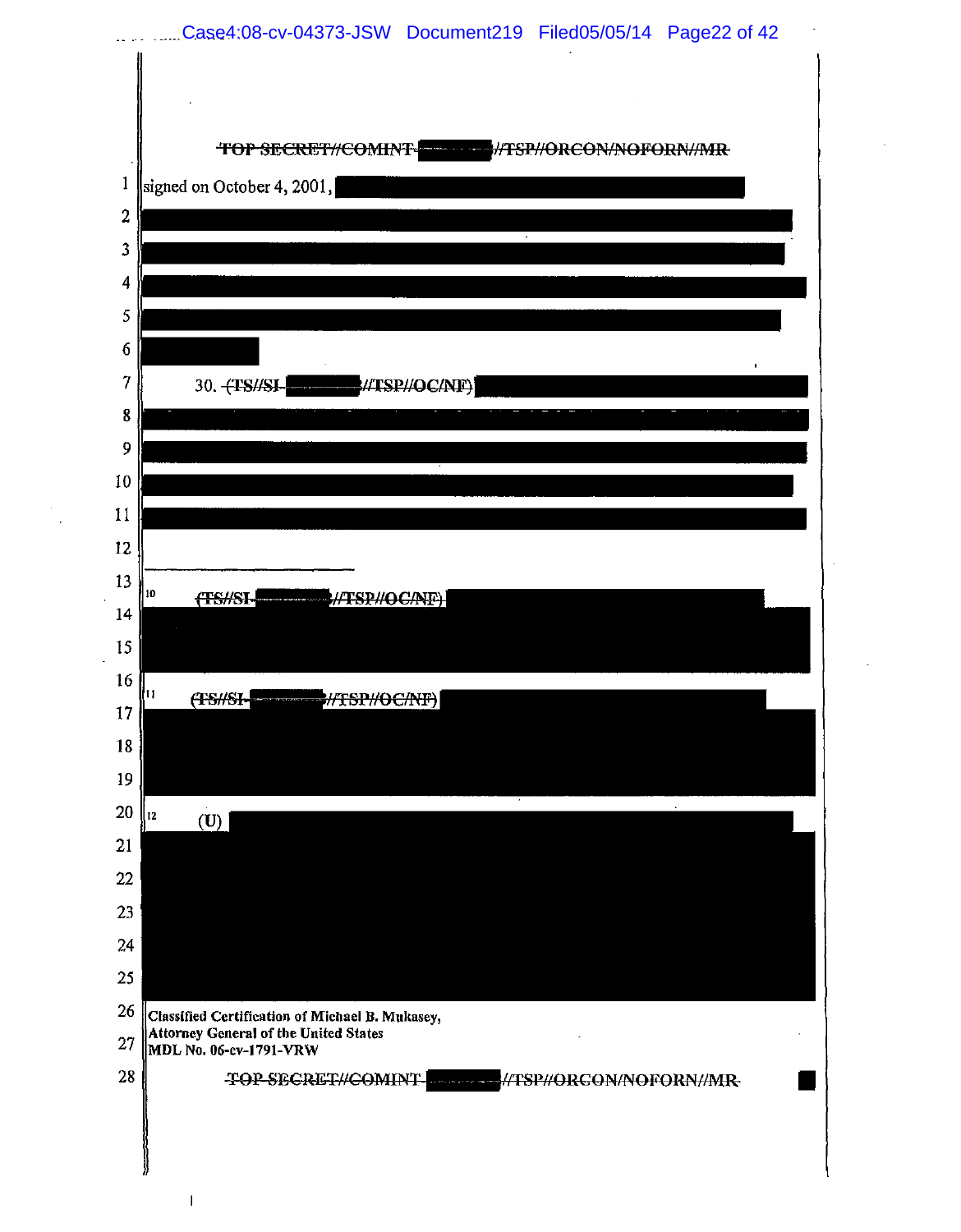~~TOP SECRET//COMINT-~~ ██████ ~~//TSP//ORCON/NOFORN//MR~~

signed on October 4, 2001, ██████████████████████████████

██████████████████████████████████████████

██████████████████████████████████████████

██████████████████████████████████████████

██████████████████████████████████████████

████████

30. ~~(TS//SI-~~ ██████ ~~//TSP//OC/NF)~~ ██████████████████████████

██████████████████████████████████████████

██████████████████████████████████████████

██████████████████████████████████████████

██████████████████████████████████████████

---

[10] ~~(TS//SI-~~ ██████ ~~//TSP//OC/NF)~~ ██████████████████████████

██████████████████████████████████████████

[11] ~~(TS//SI-~~ ██████ ~~//TSP//OC/NF)~~ ██████████████████████████

██████████████████████████████████████████

[12] (U) ██████████████████████████████████████

██████████████████████████████████████████

Classified Certification of Michael B. Mukasey,
Attorney General of the United States
MDL No. 06-cv-1791-VRW

~~TOP SECRET//COMINT-~~ ██████ ~~//TSP//ORCON/NOFORN//MR~~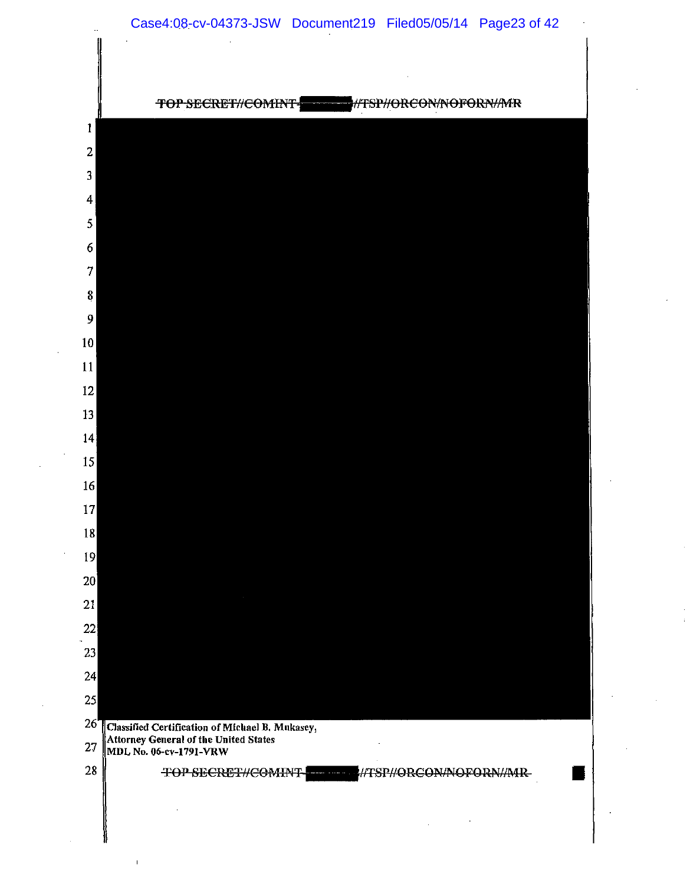~~TOP SECRET//COMINT-████//TSP//ORCON/NOFORN//MR~~

Classified Certification of Michael B. Mukasey,
Attorney General of the United States
MDL No. 06-cv-1791-VRW

~~TOP SECRET//COMINT-████//TSP//ORCON/NOFORN//MR~~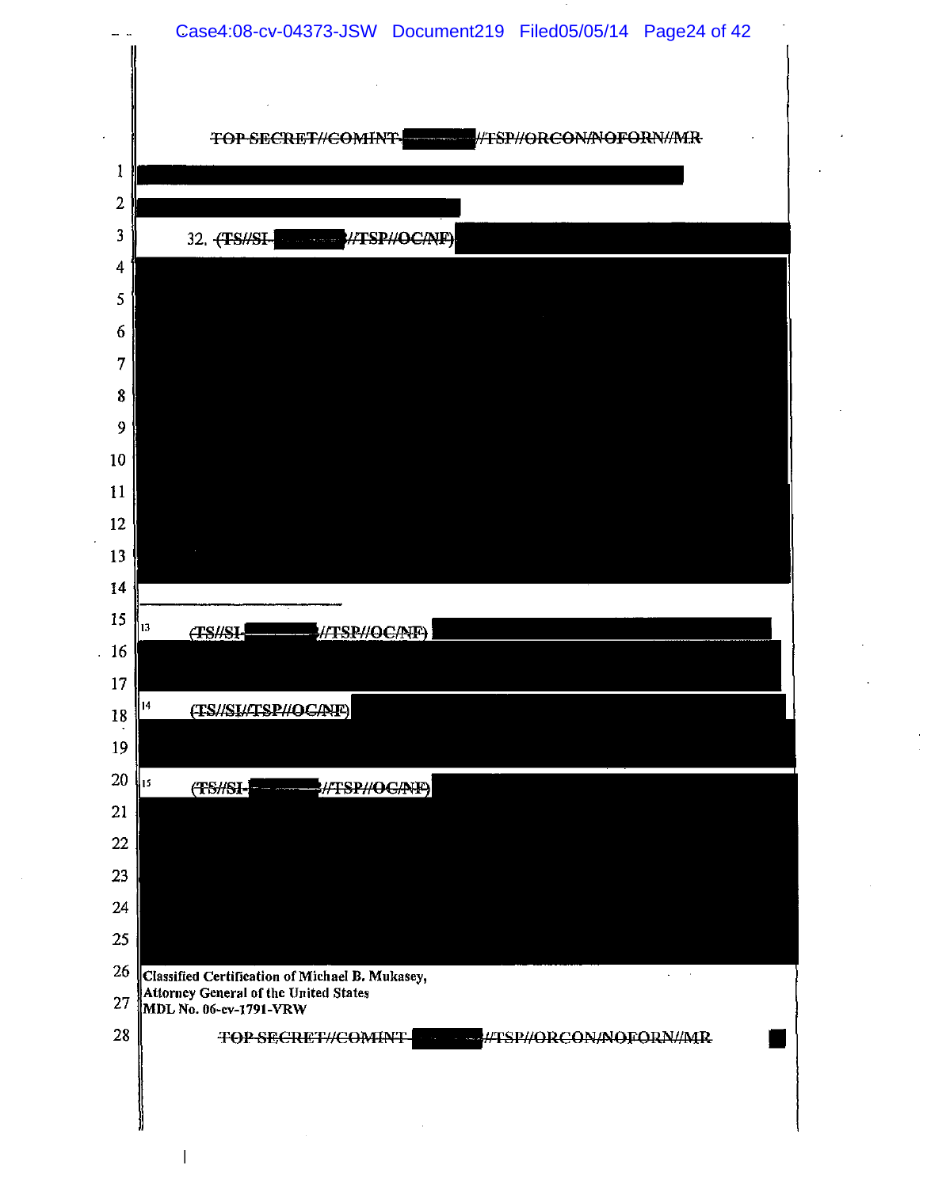~~TOP SECRET//COMINT-~~ ██████ ~~//TSP//ORCON/NOFORN//MR~~

██████████████████████████████████████

████████████████████

32. ~~(TS//SI-~~ ██████ ~~//TSP//OC/NF)~~ ████████████████████████████

████████████████████████████████████████████████

---

[13] ~~(TS//SI-~~ ██████ ~~//TSP//OC/NF)~~ ████████████████████████

████████████████████████████████████████████████

[14] ~~(TS//SI//TSP//OC/NF)~~ ████████████████████████████

████████████████████████████████████████████████

[15] ~~(TS//SI-~~ ██████ ~~//TSP//OC/NF)~~ ████████████████████████

████████████████████████████████████████████████

Classified Certification of Michael B. Mukasey,
Attorney General of the United States
MDL No. 06-cv-1791-VRW

~~TOP SECRET//COMINT-~~ ██████ ~~//TSP//ORCON/NOFORN//MR~~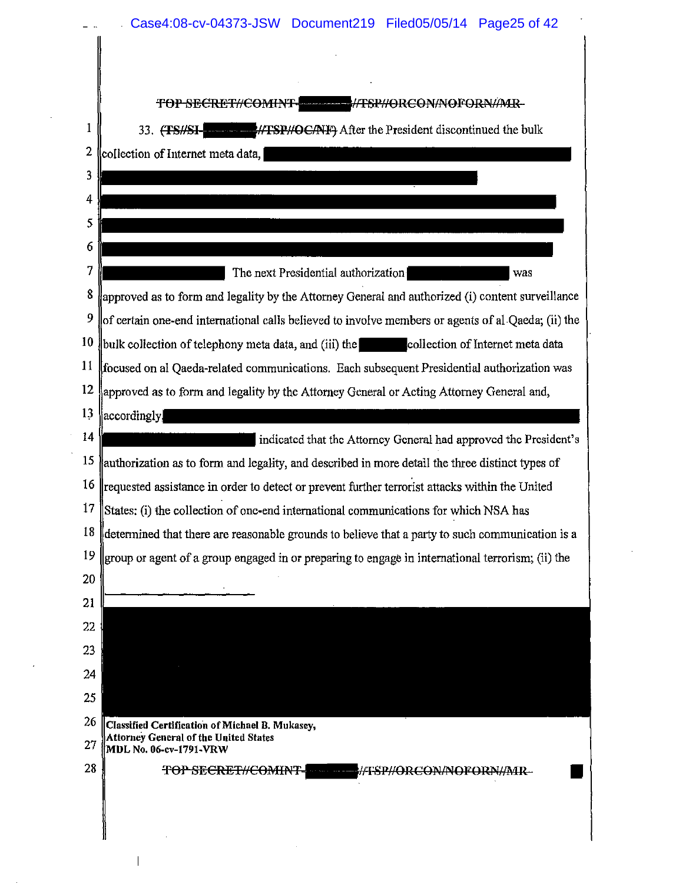~~TOP SECRET//COMINT-~~ [REDACTED] ~~//TSP//ORCON/NOFORN//MR~~

33. ~~(TS//SI-~~ [REDACTED] ~~//TSP//OC/NF)~~ After the President discontinued the bulk collection of Internet meta data, [REDACTED] The next Presidential authorization [REDACTED] was approved as to form and legality by the Attorney General and authorized (i) content surveillance of certain one-end international calls believed to involve members or agents of al Qaeda; (ii) the bulk collection of telephony meta data, and (iii) the [REDACTED] collection of Internet meta data focused on al Qaeda-related communications. Each subsequent Presidential authorization was approved as to form and legality by the Attorney General or Acting Attorney General and, accordingly [REDACTED] indicated that the Attorney General had approved the President's authorization as to form and legality, and described in more detail the three distinct types of requested assistance in order to detect or prevent further terrorist attacks within the United States: (i) the collection of one-end international communications for which NSA has determined that there are reasonable grounds to believe that a party to such communication is a group or agent of a group engaged in or preparing to engage in international terrorism; (ii) the

---

[REDACTED]

**Classified Certification of Michael B. Mukasey,**
**Attorney General of the United States**
**MDL No. 06-cv-1791-VRW**

~~TOP SECRET//COMINT-~~ [REDACTED] ~~//TSP//ORCON/NOFORN//MR~~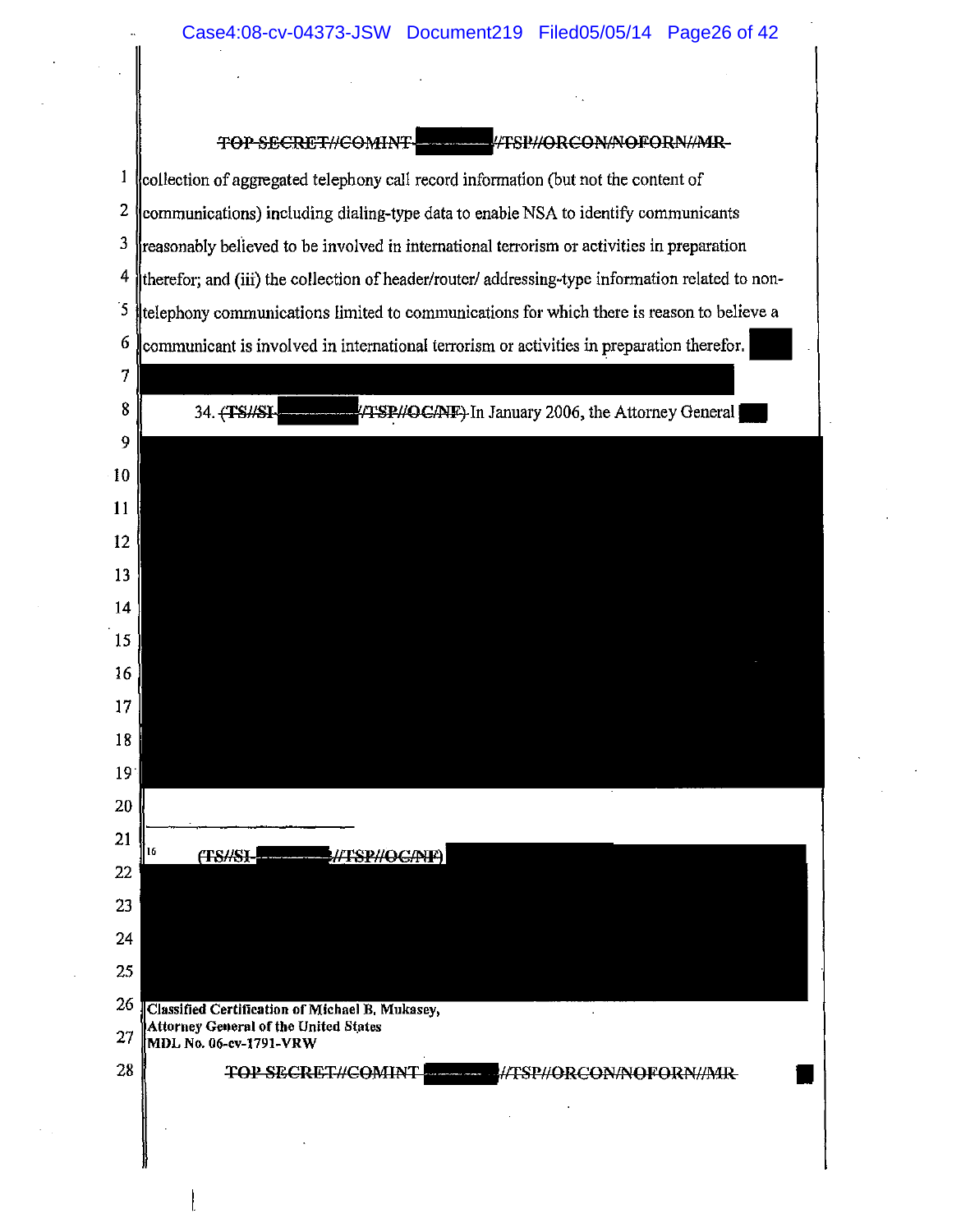~~TOP SECRET//COMINT~~ ~~//TSP//ORCON/NOFORN//MR~~

collection of aggregated telephony call record information (but not the content of communications) including dialing-type data to enable NSA to identify communicants reasonably believed to be involved in international terrorism or activities in preparation therefor; and (iii) the collection of header/router/ addressing-type information related to non-telephony communications limited to communications for which there is reason to believe a communicant is involved in international terrorism or activities in preparation therefor.

34. ~~(TS//SI~~ ~~//TSP//OC/NF)~~ In January 2006, the Attorney General

---

[16] ~~(TS//SI~~ ~~//TSP//OC/NF)~~

**Classified Certification of Michael B. Mukasey,**
**Attorney General of the United States**
**MDL No. 06-cv-1791-VRW**

~~TOP SECRET//COMINT~~ ~~//TSP//ORCON/NOFORN//MR~~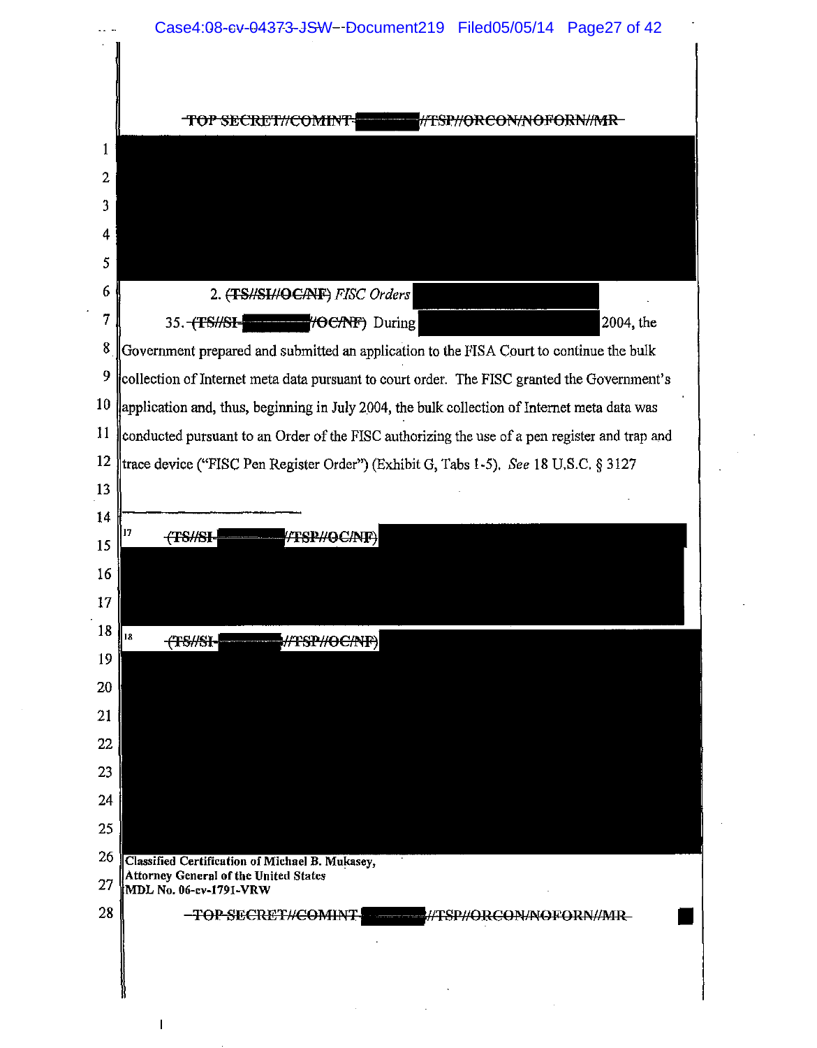~~TOP SECRET//COMINT-~~ ~~//TSP//ORCON/NOFORN//MR~~

2. ~~(TS//SI//OC/NF)~~ *FISC Orders*

35. ~~(TS//SI-~~ ~~//OC/NF)~~ During 2004, the Government prepared and submitted an application to the FISA Court to continue the bulk collection of Internet meta data pursuant to court order. The FISC granted the Government's application and, thus, beginning in July 2004, the bulk collection of Internet meta data was conducted pursuant to an Order of the FISC authorizing the use of a pen register and trap and trace device ("FISC Pen Register Order") (Exhibit G, Tabs 1-5). *See* 18 U.S.C. § 3127

---

[17] ~~(TS//SI-~~ ~~//TSP//OC/NF)~~

[18] ~~(TS//SI-~~ ~~//TSP//OC/NF)~~

**Classified Certification of Michael B. Mukasey, Attorney General of the United States**
**MDL No. 06-cv-1791-VRW**

~~TOP SECRET//COMINT-~~ ~~//TSP//ORCON/NOFORN//MR~~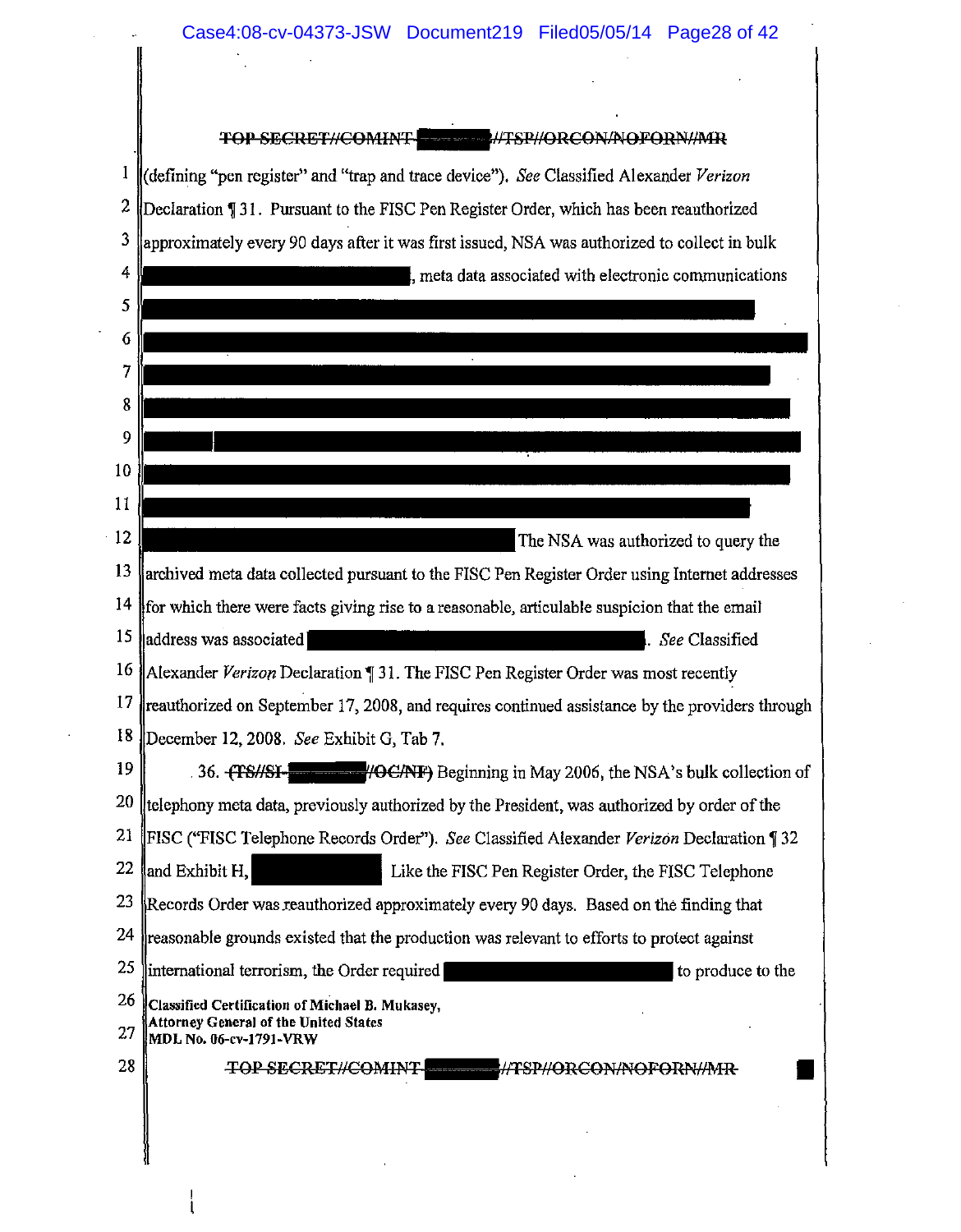TOP SECRET//COMINT-[REDACTED]//TSP//ORCON/NOFORN//MR

(defining "pen register" and "trap and trace device"). *See* Classified Alexander *Verizon* Declaration ¶ 31. Pursuant to the FISC Pen Register Order, which has been reauthorized approximately every 90 days after it was first issued, NSA was authorized to collect in bulk [REDACTED], meta data associated with electronic communications [REDACTED] The NSA was authorized to query the archived meta data collected pursuant to the FISC Pen Register Order using Internet addresses for which there were facts giving rise to a reasonable, articulable suspicion that the email address was associated [REDACTED]. *See* Classified Alexander *Verizon* Declaration ¶ 31. The FISC Pen Register Order was most recently reauthorized on September 17, 2008, and requires continued assistance by the providers through December 12, 2008. *See* Exhibit G, Tab 7.

36. ~~(TS//SI-~~[REDACTED]~~//OC/NF)~~ Beginning in May 2006, the NSA's bulk collection of telephony meta data, previously authorized by the President, was authorized by order of the FISC ("FISC Telephone Records Order"). *See* Classified Alexander *Verizon* Declaration ¶ 32 and Exhibit H, [REDACTED] Like the FISC Pen Register Order, the FISC Telephone Records Order was reauthorized approximately every 90 days. Based on the finding that reasonable grounds existed that the production was relevant to efforts to protect against international terrorism, the Order required [REDACTED] to produce to the

**Classified Certification of Michael B. Mukasey,**
**Attorney General of the United States**
**MDL No. 06-cv-1791-VRW**

TOP SECRET//COMINT-[REDACTED]//TSP//ORCON/NOFORN//MR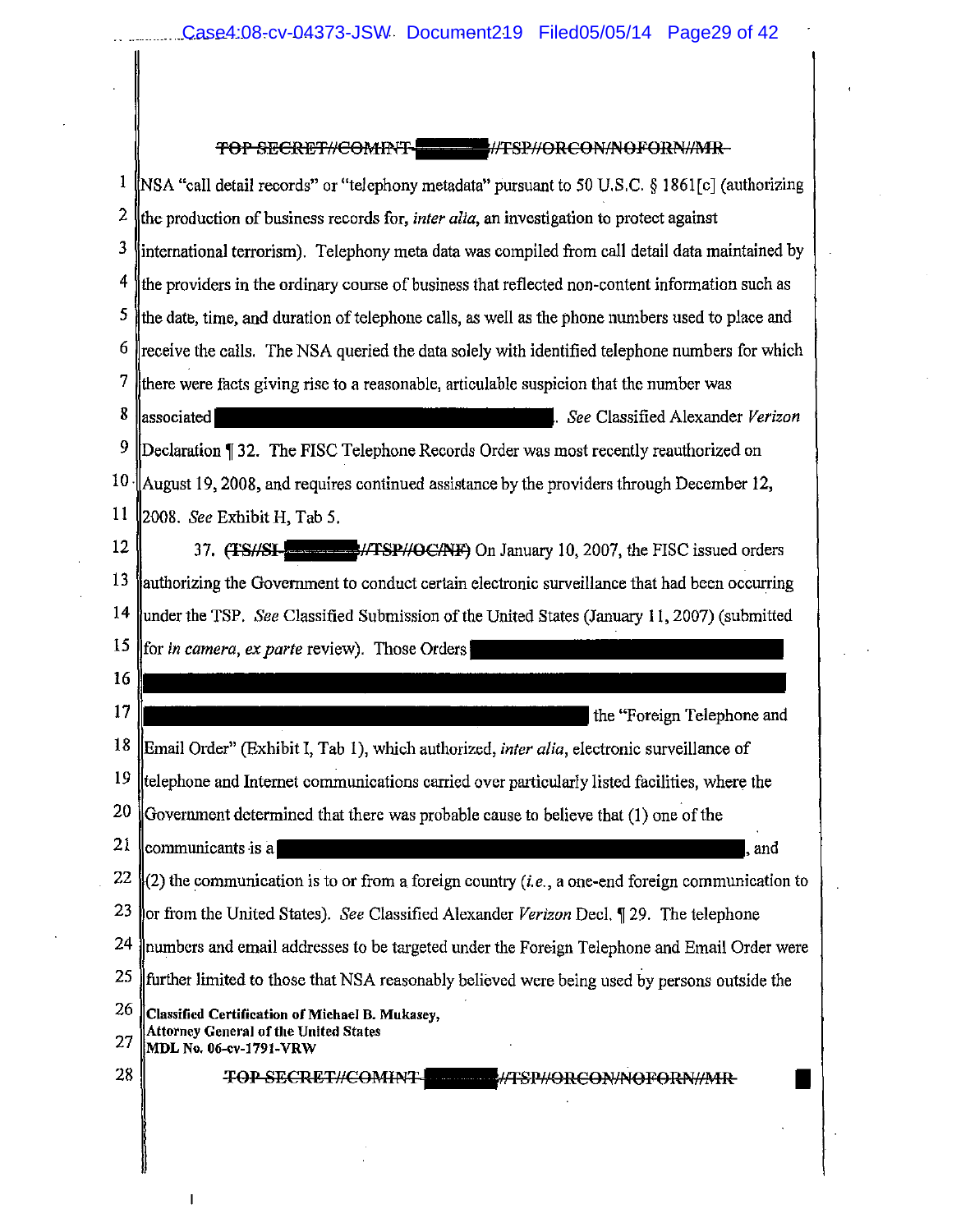NSA "call detail records" or "telephony metadata" pursuant to 50 U.S.C. § 1861[c] (authorizing the production of business records for, *inter alia*, an investigation to protect against international terrorism). Telephony meta data was compiled from call detail data maintained by the providers in the ordinary course of business that reflected non-content information such as the date, time, and duration of telephone calls, as well as the phone numbers used to place and receive the calls. The NSA queried the data solely with identified telephone numbers for which there were facts giving rise to a reasonable, articulable suspicion that the number was associated [REDACTED]. *See* Classified Alexander *Verizon* Declaration ¶ 32. The FISC Telephone Records Order was most recently reauthorized on August 19, 2008, and requires continued assistance by the providers through December 12, 2008. *See* Exhibit H, Tab 5.

37. ~~(TS//SI-[REDACTED]//TSP//OC/NF)~~ On January 10, 2007, the FISC issued orders authorizing the Government to conduct certain electronic surveillance that had been occurring under the TSP. *See* Classified Submission of the United States (January 11, 2007) (submitted for *in camera*, *ex parte* review). Those Orders [REDACTED] the "Foreign Telephone and Email Order" (Exhibit I, Tab 1), which authorized, *inter alia*, electronic surveillance of telephone and Internet communications carried over particularly listed facilities, where the Government determined that there was probable cause to believe that (1) one of the communicants is a [REDACTED], and (2) the communication is to or from a foreign country (*i.e.*, a one-end foreign communication to or from the United States). *See* Classified Alexander *Verizon* Decl. ¶ 29. The telephone numbers and email addresses to be targeted under the Foreign Telephone and Email Order were further limited to those that NSA reasonably believed were being used by persons outside the

**Classified Certification of Michael B. Mukasey,**
**Attorney General of the United States**
**MDL No. 06-cv-1791-VRW**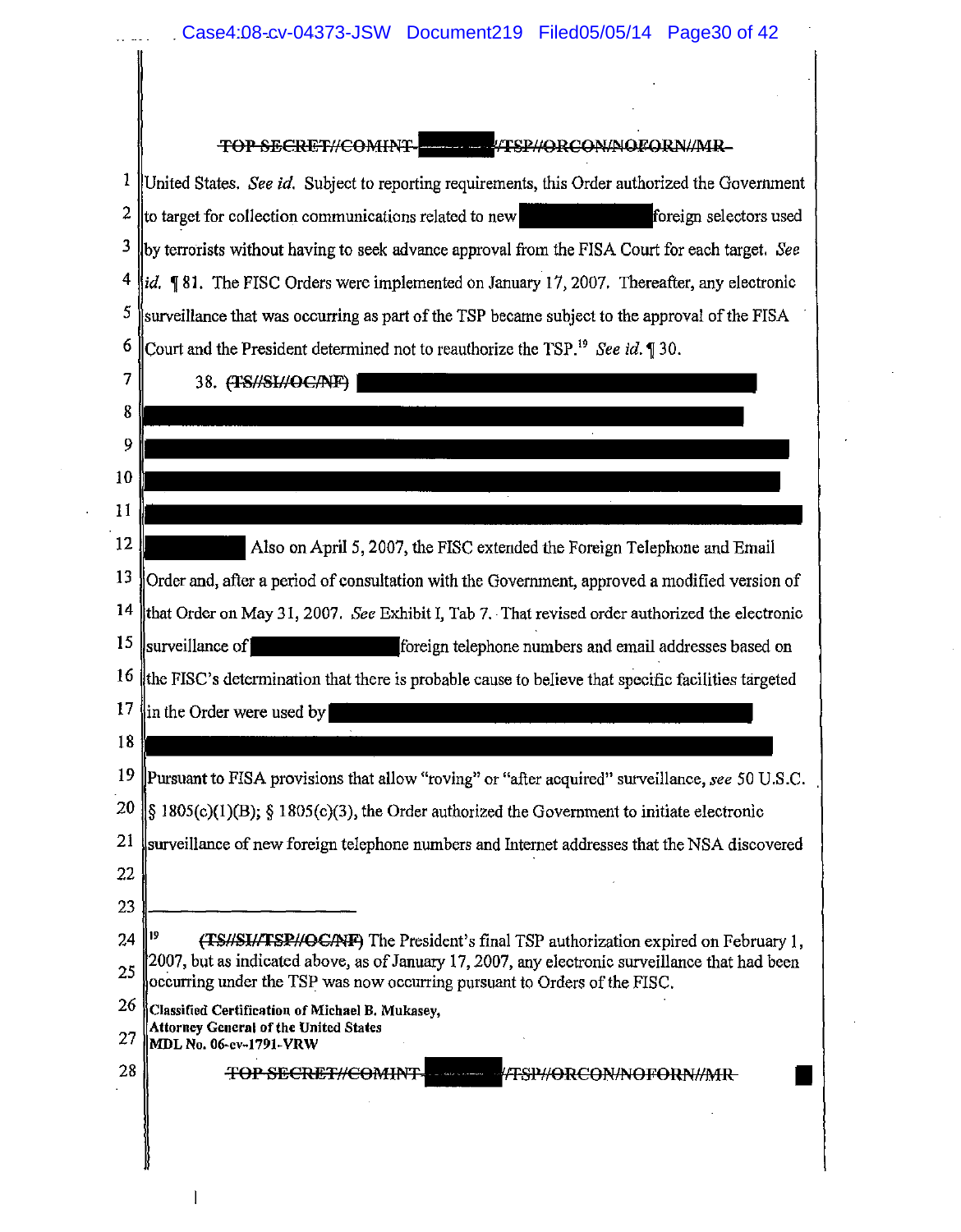~~TOP SECRET//COMINT-~~ █████ ~~//TSP//ORCON/NOFORN//MR~~

United States. *See id.* Subject to reporting requirements, this Order authorized the Government to target for collection communications related to new █████ foreign selectors used by terrorists without having to seek advance approval from the FISA Court for each target. *See id.* ¶ 81. The FISC Orders were implemented on January 17, 2007. Thereafter, any electronic surveillance that was occurring as part of the TSP became subject to the approval of the FISA Court and the President determined not to reauthorize the TSP.[19] *See id.* ¶ 30.

38. ~~(TS//SI//OC/NF)~~ █████████████████████████████████████████████████████████████████████████████████████████████████████████ Also on April 5, 2007, the FISC extended the Foreign Telephone and Email Order and, after a period of consultation with the Government, approved a modified version of that Order on May 31, 2007. *See* Exhibit I, Tab 7. That revised order authorized the electronic surveillance of █████ foreign telephone numbers and email addresses based on the FISC's determination that there is probable cause to believe that specific facilities targeted in the Order were used by █████████████████████████████████ Pursuant to FISA provisions that allow "roving" or "after acquired" surveillance, *see* 50 U.S.C. § 1805(c)(1)(B); § 1805(c)(3), the Order authorized the Government to initiate electronic surveillance of new foreign telephone numbers and Internet addresses that the NSA discovered

---

[19] ~~(TS//SI//TSP//OC/NF)~~ The President's final TSP authorization expired on February 1, 2007, but as indicated above, as of January 17, 2007, any electronic surveillance that had been occurring under the TSP was now occurring pursuant to Orders of the FISC.

**Classified Certification of Michael B. Mukasey,**
**Attorney General of the United States**
**MDL No. 06-cv-1791-VRW**

~~TOP SECRET//COMINT-~~ █████ ~~//TSP//ORCON/NOFORN//MR~~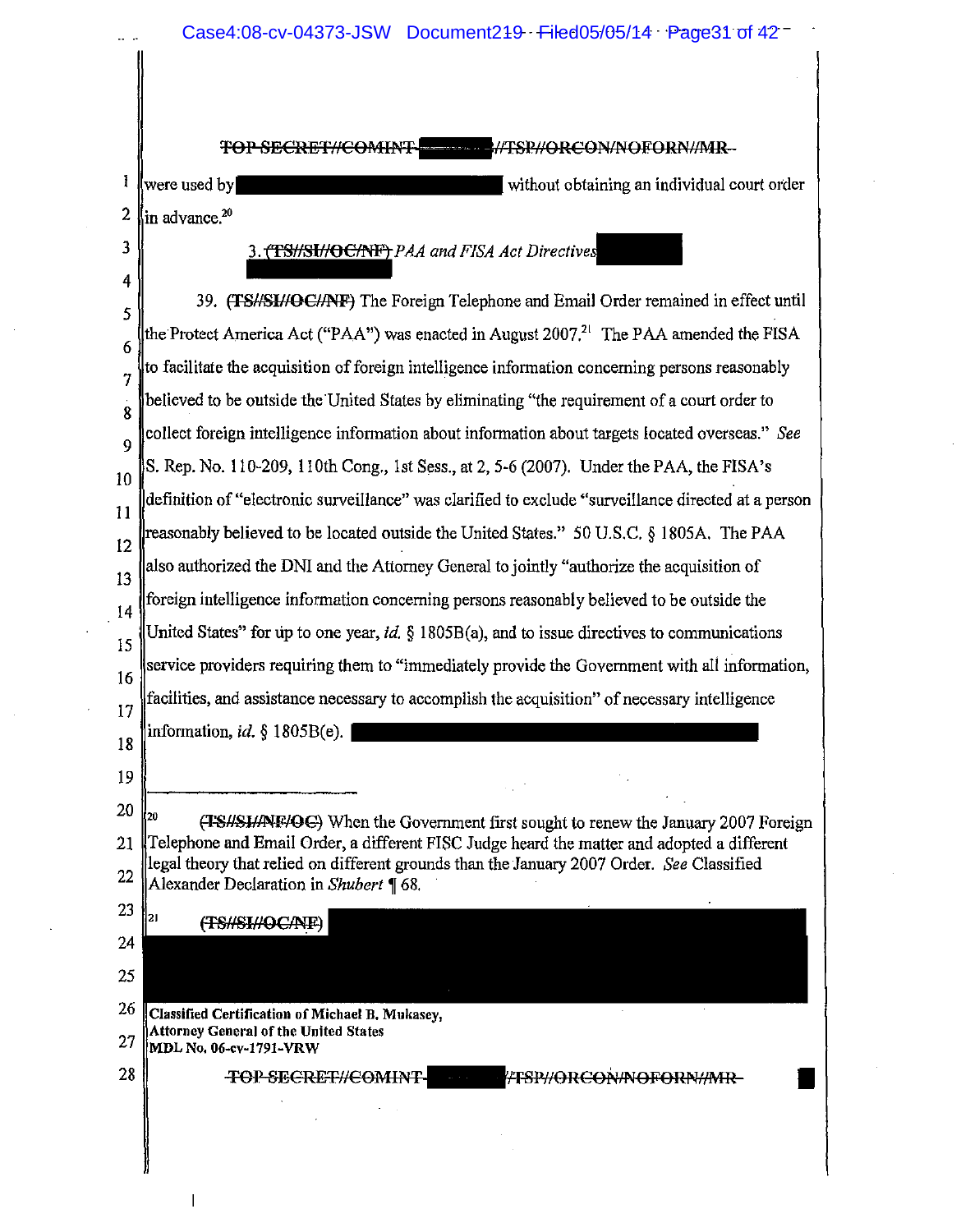TOP SECRET//COMINT-[REDACTED]//TSP//ORCON/NOFORN//MR

were used by [REDACTED] without obtaining an individual court order in advance.[20]

3. (TS//SI//OC/NF) *PAA and FISA Act Directives* [REDACTED]

39. (TS//SI//OC/NF) The Foreign Telephone and Email Order remained in effect until the Protect America Act ("PAA") was enacted in August 2007.[21] The PAA amended the FISA to facilitate the acquisition of foreign intelligence information concerning persons reasonably believed to be outside the United States by eliminating "the requirement of a court order to collect foreign intelligence information about information about targets located overseas." *See* S. Rep. No. 110-209, 110th Cong., 1st Sess., at 2, 5-6 (2007). Under the PAA, the FISA's definition of "electronic surveillance" was clarified to exclude "surveillance directed at a person reasonably believed to be located outside the United States." 50 U.S.C. § 1805A. The PAA also authorized the DNI and the Attorney General to jointly "authorize the acquisition of foreign intelligence information concerning persons reasonably believed to be outside the United States" for up to one year, *id.* § 1805B(a), and to issue directives to communications service providers requiring them to "immediately provide the Government with all information, facilities, and assistance necessary to accomplish the acquisition" of necessary intelligence information, *id.* § 1805B(e). [REDACTED]

---

[20] (TS//SI//NF/OC) When the Government first sought to renew the January 2007 Foreign Telephone and Email Order, a different FISC Judge heard the matter and adopted a different legal theory that relied on different grounds than the January 2007 Order. *See* Classified Alexander Declaration in *Shubert* ¶ 68.

[21] (TS//SI//OC/NF) [REDACTED]

**Classified Certification of Michael B. Mukasey, Attorney General of the United States**
**MDL No. 06-cv-1791-VRW**

TOP SECRET//COMINT-[REDACTED]//TSP//ORCON/NOFORN//MR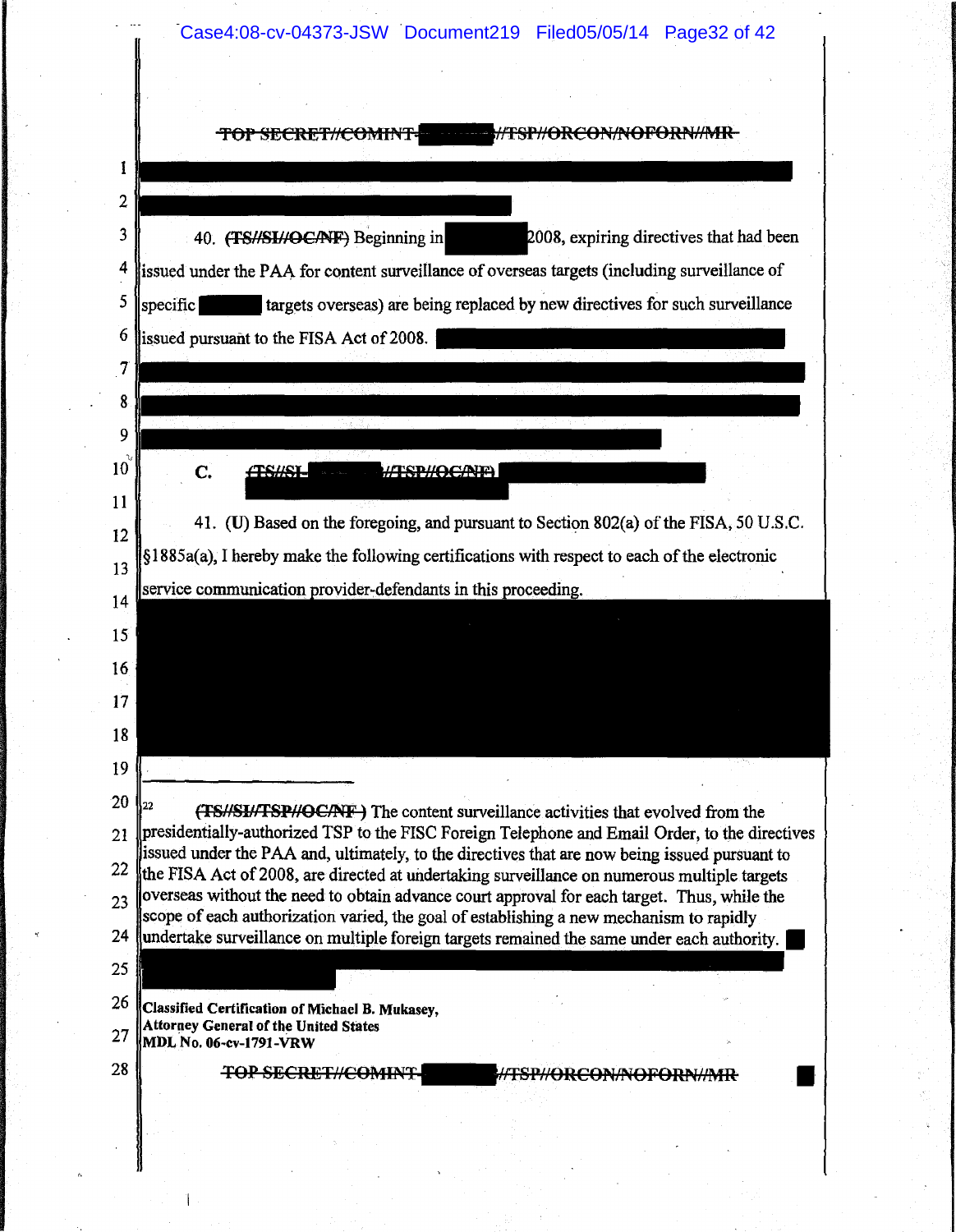~~TOP SECRET//COMINT-~~ ~~//TSP//ORCON/NOFORN//MR~~

40. ~~(TS//SI//OC/NF)~~ Beginning in 2008, expiring directives that had been issued under the PAA for content surveillance of overseas targets (including surveillance of specific targets overseas) are being replaced by new directives for such surveillance issued pursuant to the FISA Act of 2008.

C. ~~(TS//SI-~~ ~~//TSP//OC/NF)~~

41. (U) Based on the foregoing, and pursuant to Section 802(a) of the FISA, 50 U.S.C. §1885a(a), I hereby make the following certifications with respect to each of the electronic service communication provider-defendants in this proceeding.

---

[22] ~~(TS//SI//TSP//OC/NF)~~ The content surveillance activities that evolved from the presidentially-authorized TSP to the FISC Foreign Telephone and Email Order, to the directives issued under the PAA and, ultimately, to the directives that are now being issued pursuant to the FISA Act of 2008, are directed at undertaking surveillance on numerous multiple targets overseas without the need to obtain advance court approval for each target. Thus, while the scope of each authorization varied, the goal of establishing a new mechanism to rapidly undertake surveillance on multiple foreign targets remained the same under each authority.

**Classified Certification of Michael B. Mukasey,**
**Attorney General of the United States**
**MDL No. 06-cv-1791-VRW**

~~TOP SECRET//COMINT-~~ ~~//TSP//ORCON/NOFORN//MR~~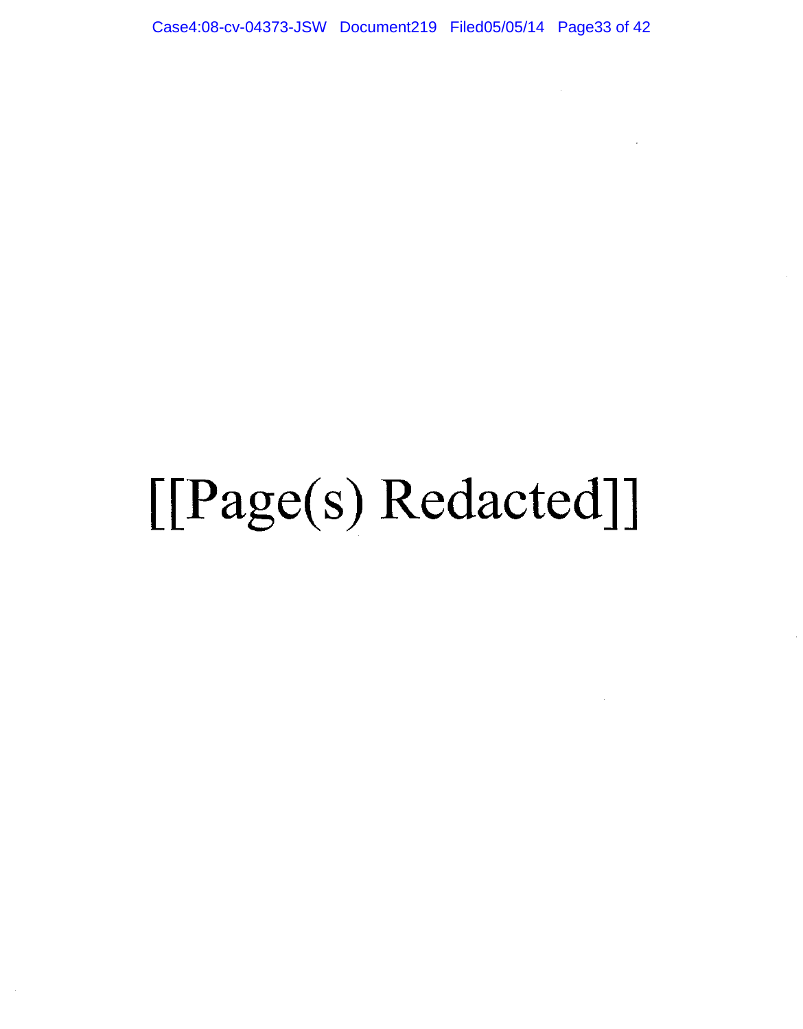[[Page(s) Redacted]]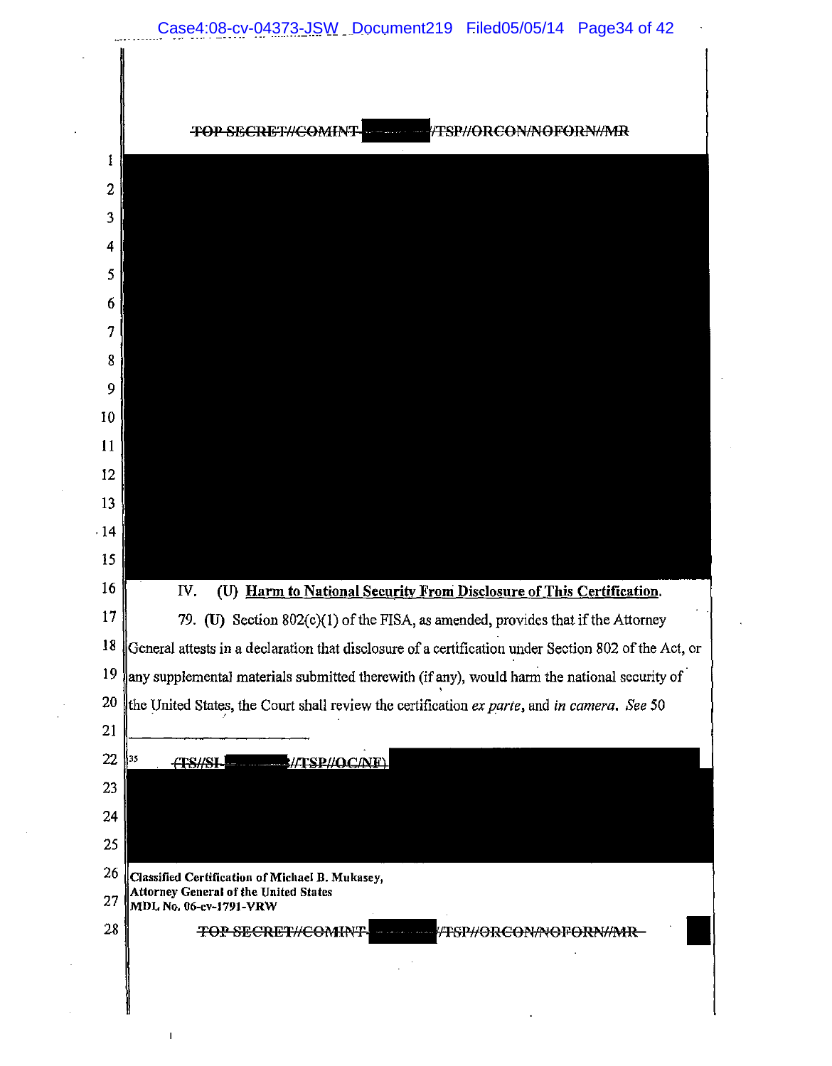~~TOP SECRET//COMINT-~~ ~~/TSP//ORCON/NOFORN//MR~~

IV. (U) **Harm to National Security From Disclosure of This Certification.**

79. (U) Section 802(c)(1) of the FISA, as amended, provides that if the Attorney General attests in a declaration that disclosure of a certification under Section 802 of the Act, or any supplemental materials submitted therewith (if any), would harm the national security of the United States, the Court shall review the certification *ex parte*, and *in camera*. *See* 50

---

[35] ~~(TS//SI-~~ ~~//TSP//OC/NF)~~

**Classified Certification of Michael B. Mukasey,**
**Attorney General of the United States**
**MDL No. 06-cv-1791-VRW**

~~TOP SECRET//COMINT-~~ ~~/TSP//ORCON/NOFORN//MR~~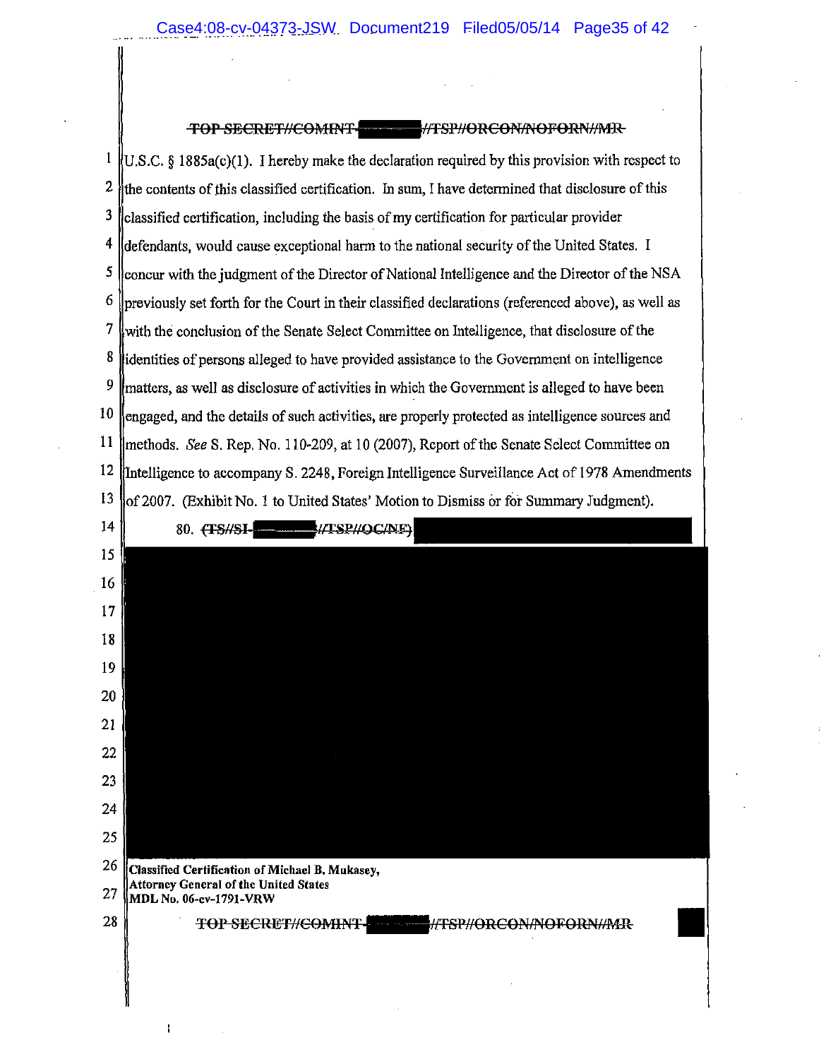~~TOP SECRET//COMINT-~~ ~~//TSP//ORCON/NOFORN//MR~~

U.S.C. § 1885a(c)(1). I hereby make the declaration required by this provision with respect to the contents of this classified certification. In sum, I have determined that disclosure of this classified certification, including the basis of my certification for particular provider defendants, would cause exceptional harm to the national security of the United States. I concur with the judgment of the Director of National Intelligence and the Director of the NSA previously set forth for the Court in their classified declarations (referenced above), as well as with the conclusion of the Senate Select Committee on Intelligence, that disclosure of the identities of persons alleged to have provided assistance to the Government on intelligence matters, as well as disclosure of activities in which the Government is alleged to have been engaged, and the details of such activities, are properly protected as intelligence sources and methods. *See* S. Rep. No. 110-209, at 10 (2007), Report of the Senate Select Committee on Intelligence to accompany S. 2248, Foreign Intelligence Surveillance Act of 1978 Amendments of 2007. (Exhibit No. 1 to United States' Motion to Dismiss or for Summary Judgment).

80. ~~(TS//SI-~~ ~~//TSP//OC/NF)~~ [REDACTED]

**Classified Certification of Michael B. Mukasey,**
**Attorney General of the United States**
**MDL No. 06-cv-1791-VRW**

~~TOP SECRET//COMINT-~~ ~~//TSP//ORCON/NOFORN//MR~~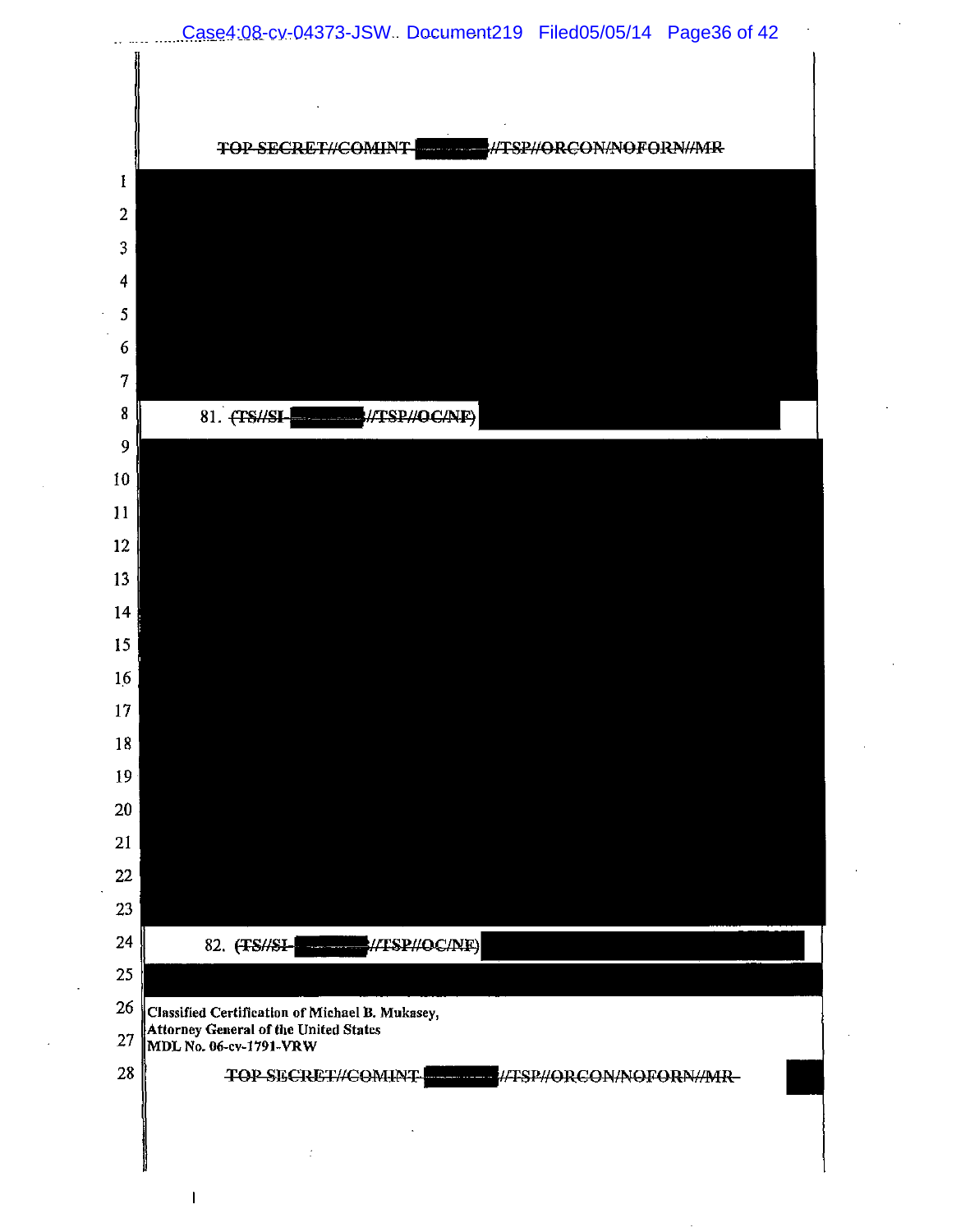~~TOP SECRET//COMINT-~~ ~~//TSP//ORCON/NOFORN//MR~~

81. ~~(TS//SI-~~ ~~//TSP//OC/NF)~~

82. ~~(TS//SI-~~ ~~//TSP//OC/NF)~~

Classified Certification of Michael B. Mukasey,
Attorney General of the United States
MDL No. 06-cv-1791-VRW

~~TOP SECRET//COMINT-~~ ~~//TSP//ORCON/NOFORN//MR-~~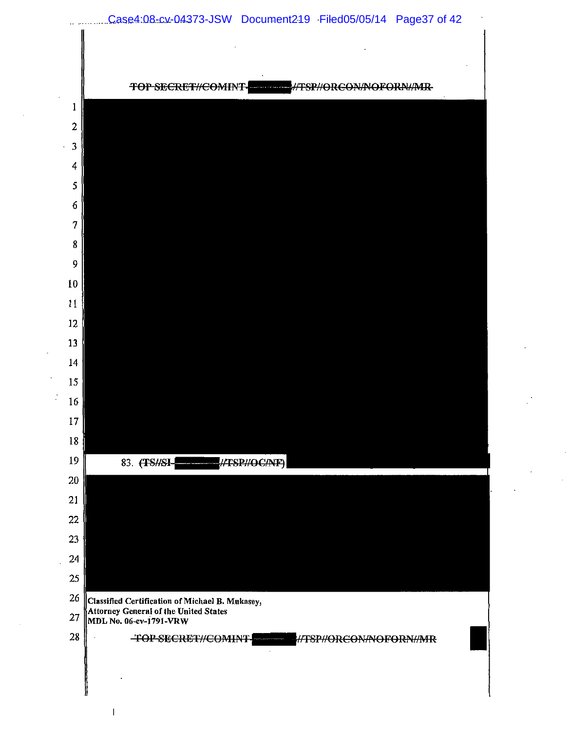~~TOP SECRET//COMINT-~~ ~~//TSP//ORCON/NOFORN//MR~~

83. ~~(TS//SI-~~ ~~//TSP//OC/NF)~~

Classified Certification of Michael B. Mukasey,
Attorney General of the United States
MDL No. 06-cv-1791-VRW

~~TOP SECRET//COMINT-~~ ~~//TSP//ORCON/NOFORN//MR~~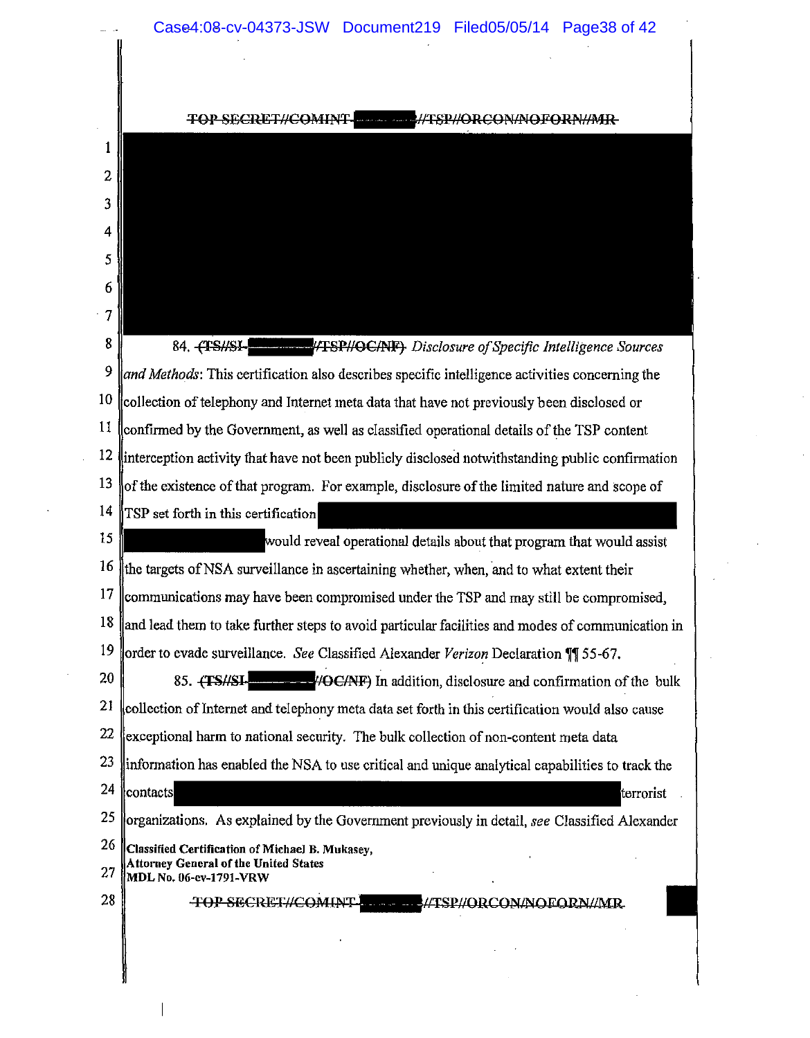~~TOP SECRET//COMINT-~~ ████ ~~//TSP//ORCON/NOFORN//MR~~

████████████████████████████████████████

84. ~~(TS//SI-~~████~~//TSP//OC/NF)~~ *Disclosure of Specific Intelligence Sources and Methods*: This certification also describes specific intelligence activities concerning the collection of telephony and Internet meta data that have not previously been disclosed or confirmed by the Government, as well as classified operational details of the TSP content interception activity that have not been publicly disclosed notwithstanding public confirmation of the existence of that program. For example, disclosure of the limited nature and scope of TSP set forth in this certification ████████ would reveal operational details about that program that would assist the targets of NSA surveillance in ascertaining whether, when, and to what extent their communications may have been compromised under the TSP and may still be compromised, and lead them to take further steps to avoid particular facilities and modes of communication in order to evade surveillance. *See* Classified Alexander *Verizon* Declaration ¶¶ 55-67.

85. ~~(TS//SI-~~████~~//OC/NF)~~ In addition, disclosure and confirmation of the bulk collection of Internet and telephony meta data set forth in this certification would also cause exceptional harm to national security. The bulk collection of non-content meta data information has enabled the NSA to use critical and unique analytical capabilities to track the contacts ████████ terrorist organizations. As explained by the Government previously in detail, *see* Classified Alexander

**Classified Certification of Michael B. Mukasey,**
**Attorney General of the United States**
**MDL No. 06-cv-1791-VRW**

~~TOP SECRET//COMINT-~~ ████ ~~//TSP//ORCON/NOFORN//MR~~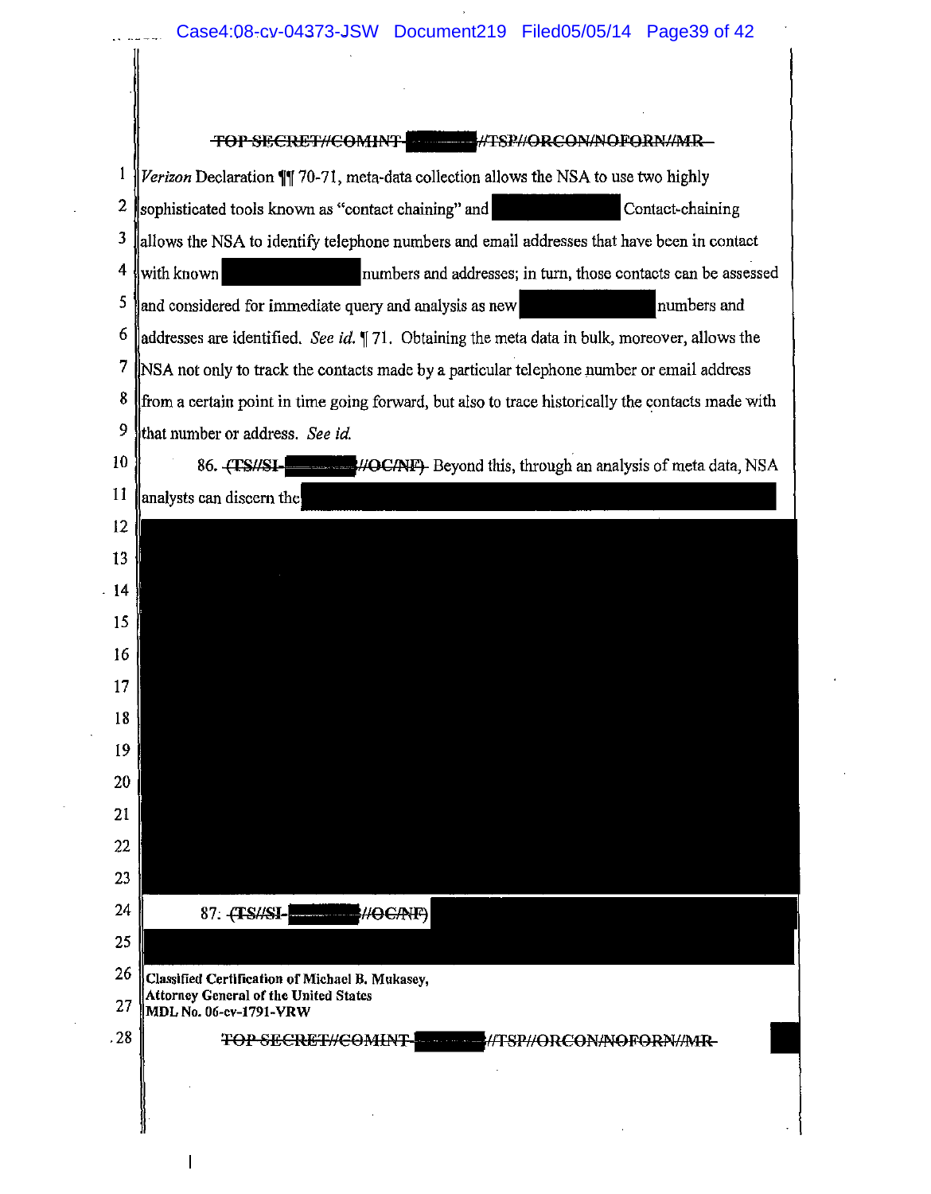~~TOP SECRET//COMINT-~~ ▇▇▇▇ ~~//TSP//ORCON/NOFORN//MR~~

*Verizon* Declaration ¶¶ 70-71, meta-data collection allows the NSA to use two highly sophisticated tools known as "contact chaining" and ▇▇▇▇ Contact-chaining allows the NSA to identify telephone numbers and email addresses that have been in contact with known ▇▇▇▇ numbers and addresses; in turn, those contacts can be assessed and considered for immediate query and analysis as new ▇▇▇▇ numbers and addresses are identified. *See id.* ¶ 71. Obtaining the meta data in bulk, moreover, allows the NSA not only to track the contacts made by a particular telephone number or email address from a certain point in time going forward, but also to trace historically the contacts made with that number or address. *See id.*

86. ~~(TS//SI-~~ ▇▇▇▇ ~~//OC/NF)~~ Beyond this, through an analysis of meta data, NSA analysts can discern the ▇▇▇▇

▇▇▇▇

87. ~~(TS//SI-~~ ▇▇▇▇ ~~//OC/NF)~~ ▇▇▇▇

**Classified Certification of Michael B. Mukasey,**
**Attorney General of the United States**
**MDL No. 06-cv-1791-VRW**

~~TOP SECRET//COMINT-~~ ▇▇▇▇ ~~//TSP//ORCON/NOFORN//MR~~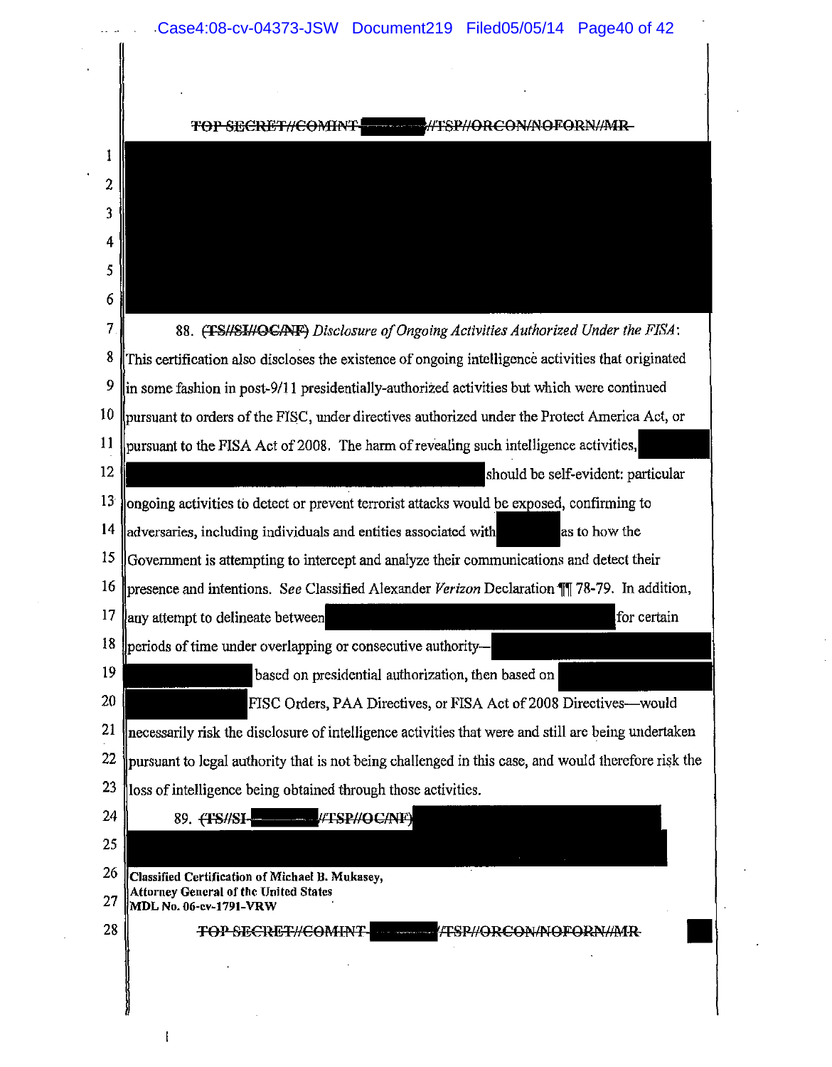~~TOP SECRET//COMINT~~ ███ ~~//TSP//ORCON/NOFORN//MR~~

███

88. ~~(TS//SI//OC/NF)~~ *Disclosure of Ongoing Activities Authorized Under the FISA*: This certification also discloses the existence of ongoing intelligence activities that originated in some fashion in post-9/11 presidentially-authorized activities but which were continued pursuant to orders of the FISC, under directives authorized under the Protect America Act, or pursuant to the FISA Act of 2008. The harm of revealing such intelligence activities, ███ should be self-evident: particular ongoing activities to detect or prevent terrorist attacks would be exposed, confirming to adversaries, including individuals and entities associated with ███ as to how the Government is attempting to intercept and analyze their communications and detect their presence and intentions. *See* Classified Alexander *Verizon* Declaration ¶¶ 78-79. In addition, any attempt to delineate between ███ for certain periods of time under overlapping or consecutive authority—███ based on presidential authorization, then based on ███ FISC Orders, PAA Directives, or FISA Act of 2008 Directives—would necessarily risk the disclosure of intelligence activities that were and still are being undertaken pursuant to legal authority that is not being challenged in this case, and would therefore risk the loss of intelligence being obtained through those activities.

89. ~~(TS//SI-~~ ███ ~~//TSP//OC/NF)~~ ███

**Classified Certification of Michael B. Mukasey,**
**Attorney General of the United States**
**MDL No. 06-cv-1791-VRW**

~~TOP SECRET//COMINT~~ ███ ~~//TSP//ORCON/NOFORN//MR~~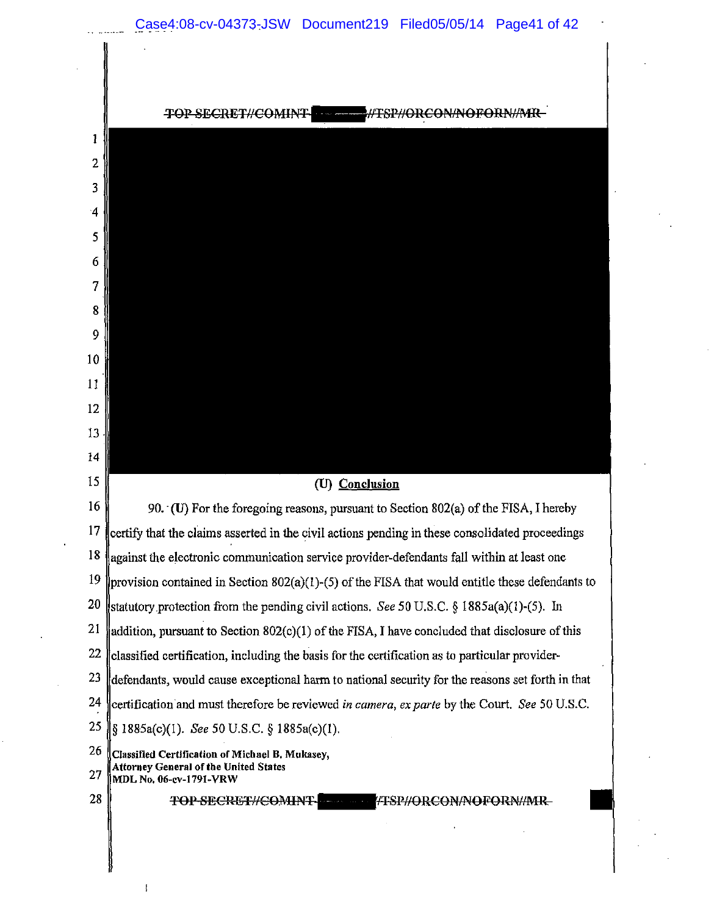~~TOP SECRET//COMINT-~~ ~~//TSP//ORCON/NOFORN//MR~~

## (U) Conclusion

90. (U) For the foregoing reasons, pursuant to Section 802(a) of the FISA, I hereby certify that the claims asserted in the civil actions pending in these consolidated proceedings against the electronic communication service provider-defendants fall within at least one provision contained in Section 802(a)(1)-(5) of the FISA that would entitle these defendants to statutory protection from the pending civil actions. *See* 50 U.S.C. § 1885a(a)(1)-(5). In addition, pursuant to Section 802(c)(1) of the FISA, I have concluded that disclosure of this classified certification, including the basis for the certification as to particular provider-defendants, would cause exceptional harm to national security for the reasons set forth in that certification and must therefore be reviewed *in camera, ex parte* by the Court. *See* 50 U.S.C. § 1885a(c)(1). *See* 50 U.S.C. § 1885a(c)(1).

**Classified Certification of Michael B. Mukasey, Attorney General of the United States MDL No. 06-cv-1791-VRW**

~~TOP SECRET//COMINT-~~ ~~//TSP//ORCON/NOFORN//MR~~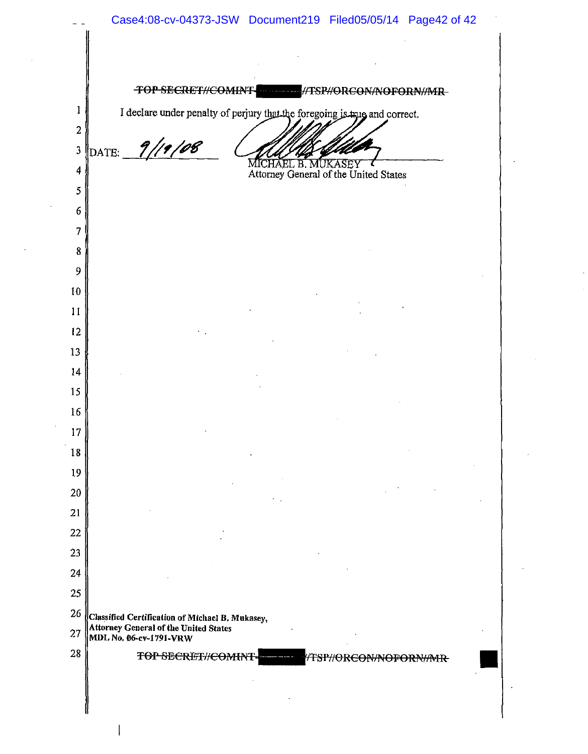~~TOP SECRET//COMINT-~~ ████ ~~//TSP//ORCON/NOFORN//MR~~

I declare under penalty of perjury that the foregoing is true and correct.

DATE: 9/19/08

MICHAEL B. MUKASEY
Attorney General of the United States

**Classified Certification of Michael B. Mukasey, Attorney General of the United States**
**MDL No. 06-cv-1791-VRW**

~~TOP SECRET//COMINT-~~ ████ ~~//TSP//ORCON/NOFORN//MR~~